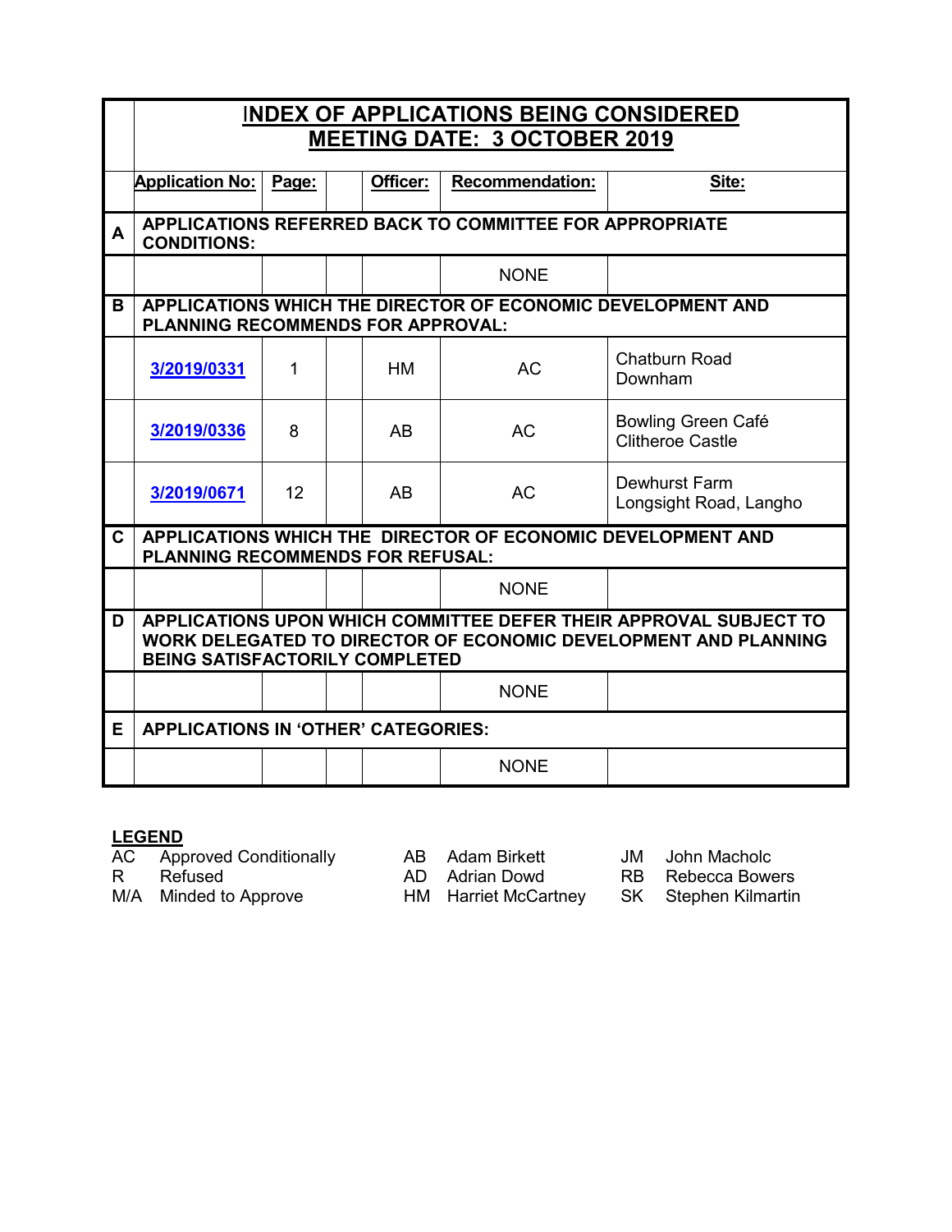# INDEX OF APPLICATIONS BEING CONSIDERED
## MEETING DATE: 3 OCTOBER 2019

| | Application No: | Page: | | Officer: | Recommendation: | Site: |
|---|---|---|---|---|---|---|
| **A** | **APPLICATIONS REFERRED BACK TO COMMITTEE FOR APPROPRIATE CONDITIONS:** | | | | | |
| | | | | | NONE | |
| **B** | **APPLICATIONS WHICH THE DIRECTOR OF ECONOMIC DEVELOPMENT AND PLANNING RECOMMENDS FOR APPROVAL:** | | | | | |
| | 3/2019/0331 | 1 | | HM | AC | Chatburn Road Downham |
| | 3/2019/0336 | 8 | | AB | AC | Bowling Green Café Clitheroe Castle |
| | 3/2019/0671 | 12 | | AB | AC | Dewhurst Farm Longsight Road, Langho |
| **C** | **APPLICATIONS WHICH THE DIRECTOR OF ECONOMIC DEVELOPMENT AND PLANNING RECOMMENDS FOR REFUSAL:** | | | | | |
| | | | | | NONE | |
| **D** | **APPLICATIONS UPON WHICH COMMITTEE DEFER THEIR APPROVAL SUBJECT TO WORK DELEGATED TO DIRECTOR OF ECONOMIC DEVELOPMENT AND PLANNING BEING SATISFACTORILY COMPLETED** | | | | | |
| | | | | | NONE | |
| **E** | **APPLICATIONS IN 'OTHER' CATEGORIES:** | | | | | |
| | | | | | NONE | |

**LEGEND**

| | | | | | |
|---|---|---|---|---|---|
| AC | Approved Conditionally | AB | Adam Birkett | JM | John Macholc |
| R | Refused | AD | Adrian Dowd | RB | Rebecca Bowers |
| M/A | Minded to Approve | HM | Harriet McCartney | SK | Stephen Kilmartin |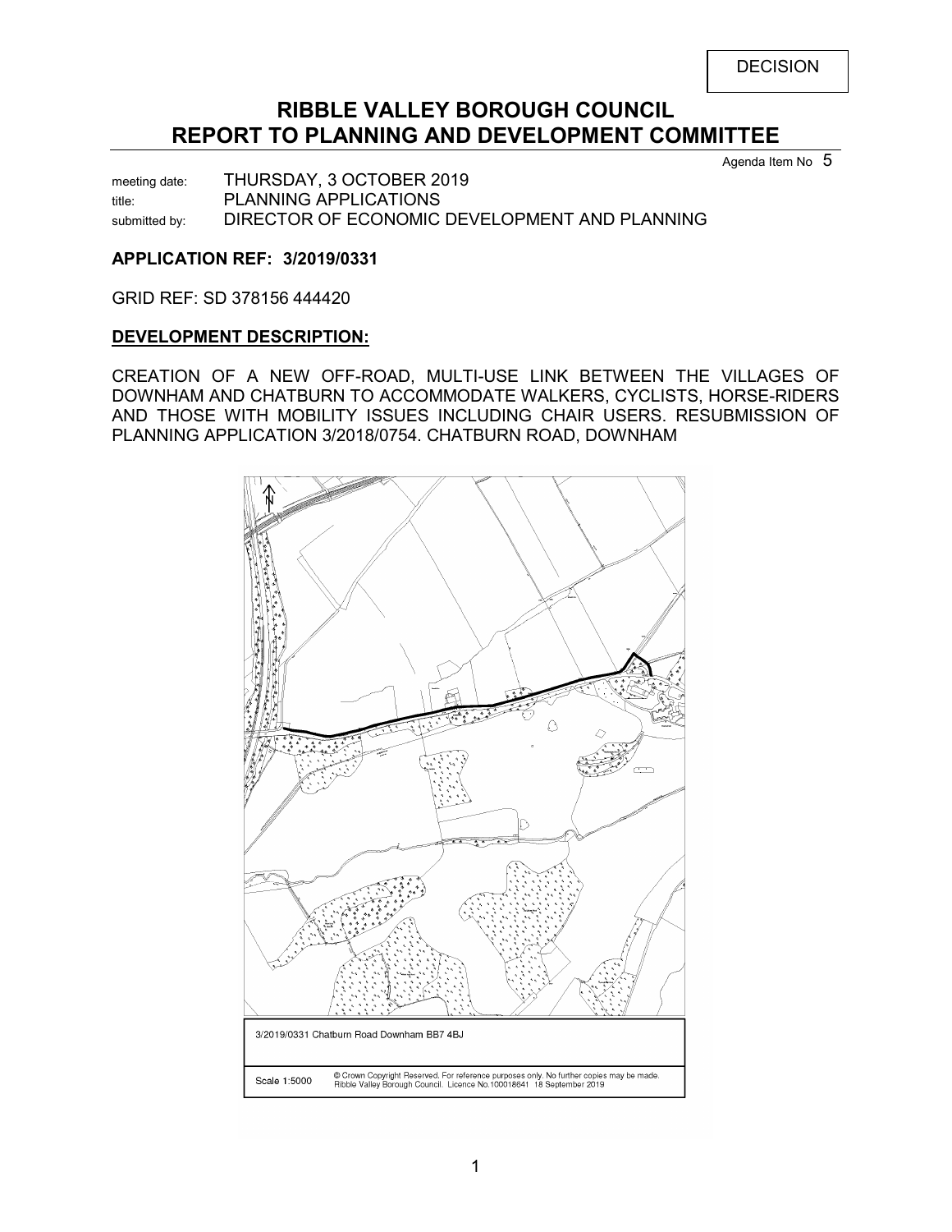DECISION

# RIBBLE VALLEY BOROUGH COUNCIL
# REPORT TO PLANNING AND DEVELOPMENT COMMITTEE

Agenda Item No 5

meeting date: THURSDAY, 3 OCTOBER 2019
title: PLANNING APPLICATIONS
submitted by: DIRECTOR OF ECONOMIC DEVELOPMENT AND PLANNING

**APPLICATION REF: 3/2019/0331**

GRID REF: SD 378156 444420

**DEVELOPMENT DESCRIPTION:**

CREATION OF A NEW OFF-ROAD, MULTI-USE LINK BETWEEN THE VILLAGES OF DOWNHAM AND CHATBURN TO ACCOMMODATE WALKERS, CYCLISTS, HORSE-RIDERS AND THOSE WITH MOBILITY ISSUES INCLUDING CHAIR USERS. RESUBMISSION OF PLANNING APPLICATION 3/2018/0754. CHATBURN ROAD, DOWNHAM

3/2019/0331 Chatburn Road Downham BB7 4BJ

Scale 1:5000 — © Crown Copyright Reserved. For reference purposes only. No further copies may be made. Ribble Valley Borough Council. Licence No.100018641 18 September 2019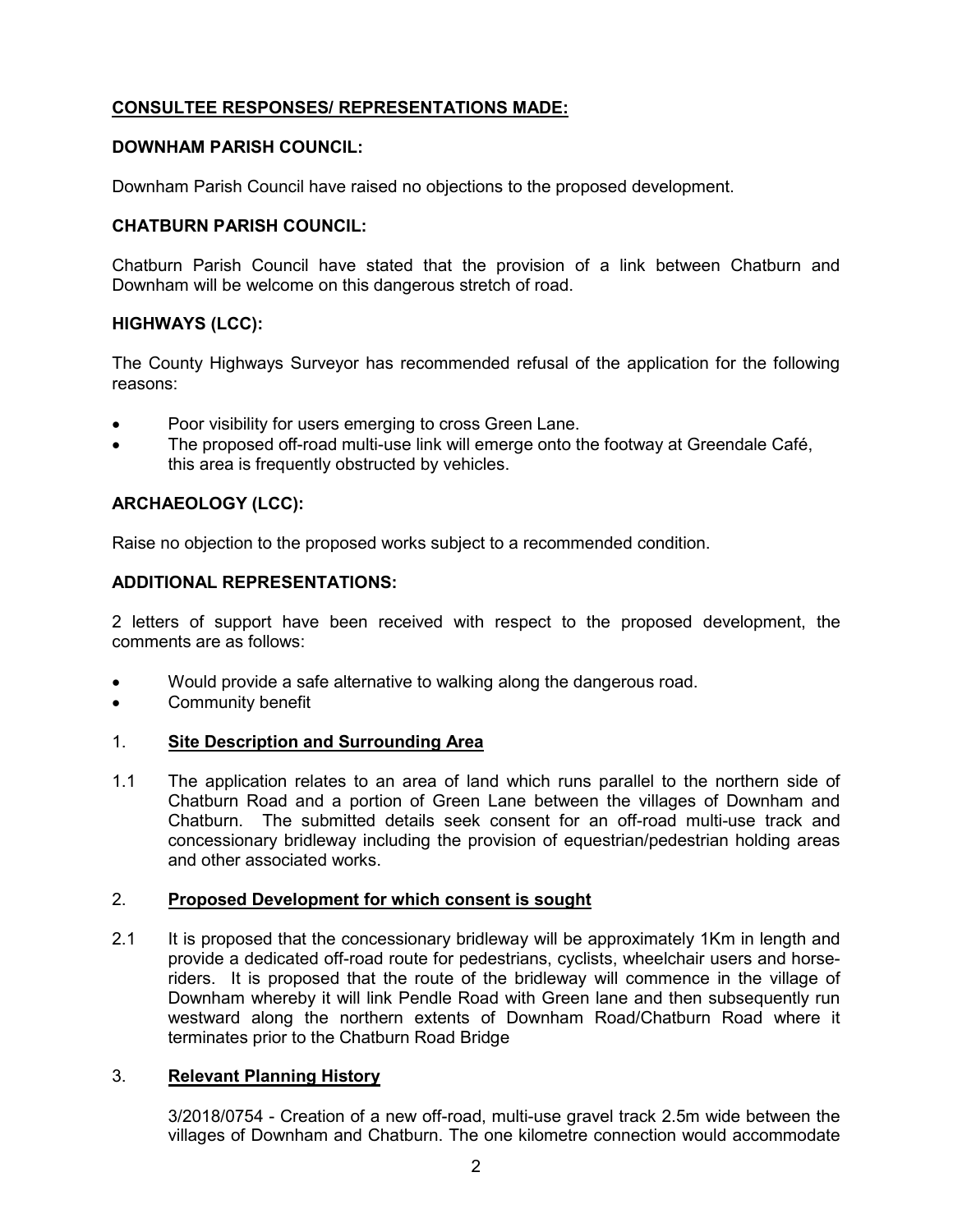## CONSULTEE RESPONSES/ REPRESENTATIONS MADE:

### DOWNHAM PARISH COUNCIL:

Downham Parish Council have raised no objections to the proposed development.

### CHATBURN PARISH COUNCIL:

Chatburn Parish Council have stated that the provision of a link between Chatburn and Downham will be welcome on this dangerous stretch of road.

### HIGHWAYS (LCC):

The County Highways Surveyor has recommended refusal of the application for the following reasons:

- Poor visibility for users emerging to cross Green Lane.
- The proposed off-road multi-use link will emerge onto the footway at Greendale Café, this area is frequently obstructed by vehicles.

### ARCHAEOLOGY (LCC):

Raise no objection to the proposed works subject to a recommended condition.

### ADDITIONAL REPRESENTATIONS:

2 letters of support have been received with respect to the proposed development, the comments are as follows:

- Would provide a safe alternative to walking along the dangerous road.
- Community benefit

## 1. Site Description and Surrounding Area

1.1 The application relates to an area of land which runs parallel to the northern side of Chatburn Road and a portion of Green Lane between the villages of Downham and Chatburn. The submitted details seek consent for an off-road multi-use track and concessionary bridleway including the provision of equestrian/pedestrian holding areas and other associated works.

## 2. Proposed Development for which consent is sought

2.1 It is proposed that the concessionary bridleway will be approximately 1Km in length and provide a dedicated off-road route for pedestrians, cyclists, wheelchair users and horse-riders. It is proposed that the route of the bridleway will commence in the village of Downham whereby it will link Pendle Road with Green lane and then subsequently run westward along the northern extents of Downham Road/Chatburn Road where it terminates prior to the Chatburn Road Bridge

## 3. Relevant Planning History

3/2018/0754 - Creation of a new off-road, multi-use gravel track 2.5m wide between the villages of Downham and Chatburn. The one kilometre connection would accommodate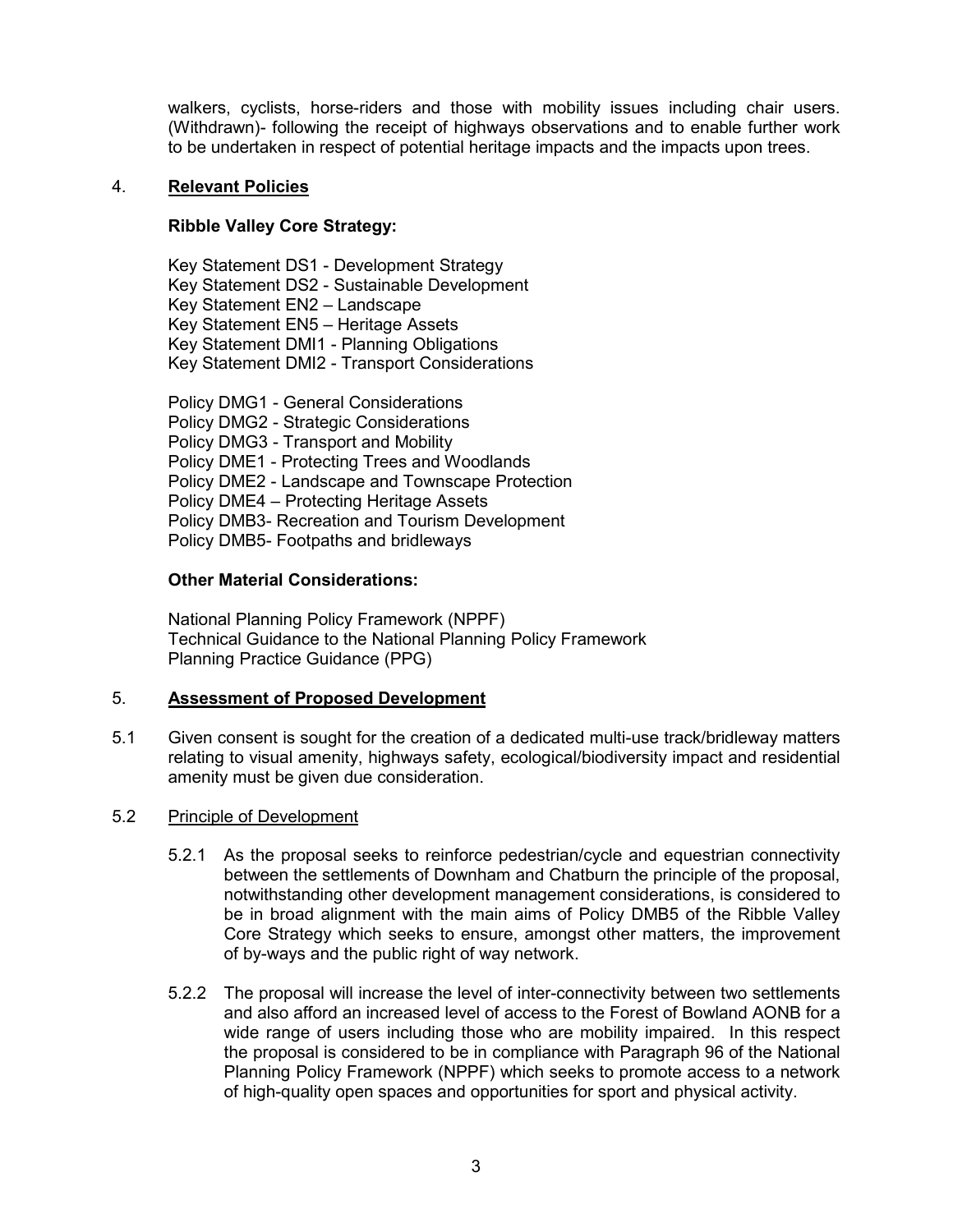walkers, cyclists, horse-riders and those with mobility issues including chair users. (Withdrawn)- following the receipt of highways observations and to enable further work to be undertaken in respect of potential heritage impacts and the impacts upon trees.

## 4. Relevant Policies

**Ribble Valley Core Strategy:**

Key Statement DS1 - Development Strategy
Key Statement DS2 - Sustainable Development
Key Statement EN2 – Landscape
Key Statement EN5 – Heritage Assets
Key Statement DMI1 - Planning Obligations
Key Statement DMI2 - Transport Considerations

Policy DMG1 - General Considerations
Policy DMG2 - Strategic Considerations
Policy DMG3 - Transport and Mobility
Policy DME1 - Protecting Trees and Woodlands
Policy DME2 - Landscape and Townscape Protection
Policy DME4 – Protecting Heritage Assets
Policy DMB3- Recreation and Tourism Development
Policy DMB5- Footpaths and bridleways

**Other Material Considerations:**

National Planning Policy Framework (NPPF)
Technical Guidance to the National Planning Policy Framework
Planning Practice Guidance (PPG)

## 5. Assessment of Proposed Development

5.1 Given consent is sought for the creation of a dedicated multi-use track/bridleway matters relating to visual amenity, highways safety, ecological/biodiversity impact and residential amenity must be given due consideration.

5.2 Principle of Development

5.2.1 As the proposal seeks to reinforce pedestrian/cycle and equestrian connectivity between the settlements of Downham and Chatburn the principle of the proposal, notwithstanding other development management considerations, is considered to be in broad alignment with the main aims of Policy DMB5 of the Ribble Valley Core Strategy which seeks to ensure, amongst other matters, the improvement of by-ways and the public right of way network.

5.2.2 The proposal will increase the level of inter-connectivity between two settlements and also afford an increased level of access to the Forest of Bowland AONB for a wide range of users including those who are mobility impaired. In this respect the proposal is considered to be in compliance with Paragraph 96 of the National Planning Policy Framework (NPPF) which seeks to promote access to a network of high-quality open spaces and opportunities for sport and physical activity.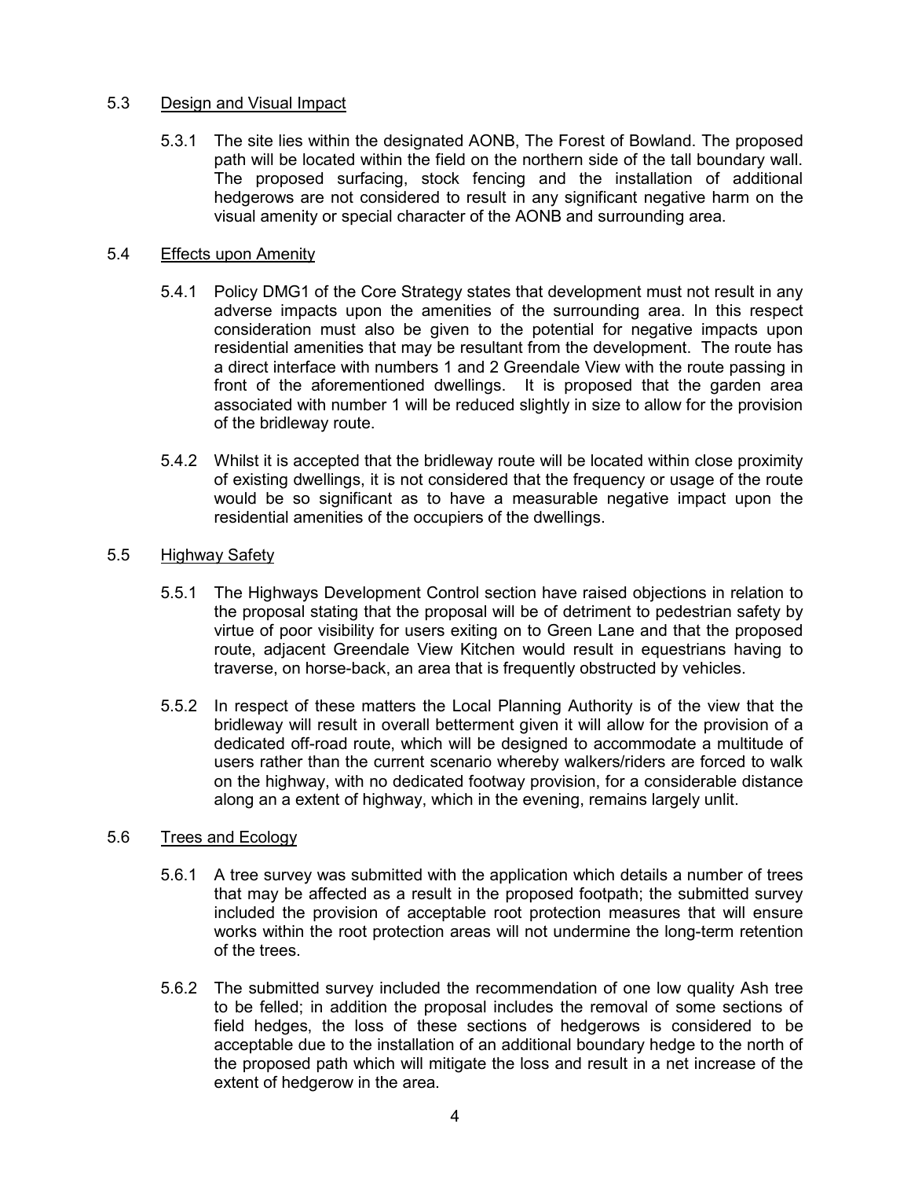## 5.3 Design and Visual Impact

5.3.1 The site lies within the designated AONB, The Forest of Bowland. The proposed path will be located within the field on the northern side of the tall boundary wall. The proposed surfacing, stock fencing and the installation of additional hedgerows are not considered to result in any significant negative harm on the visual amenity or special character of the AONB and surrounding area.

## 5.4 Effects upon Amenity

5.4.1 Policy DMG1 of the Core Strategy states that development must not result in any adverse impacts upon the amenities of the surrounding area. In this respect consideration must also be given to the potential for negative impacts upon residential amenities that may be resultant from the development. The route has a direct interface with numbers 1 and 2 Greendale View with the route passing in front of the aforementioned dwellings. It is proposed that the garden area associated with number 1 will be reduced slightly in size to allow for the provision of the bridleway route.

5.4.2 Whilst it is accepted that the bridleway route will be located within close proximity of existing dwellings, it is not considered that the frequency or usage of the route would be so significant as to have a measurable negative impact upon the residential amenities of the occupiers of the dwellings.

## 5.5 Highway Safety

5.5.1 The Highways Development Control section have raised objections in relation to the proposal stating that the proposal will be of detriment to pedestrian safety by virtue of poor visibility for users exiting on to Green Lane and that the proposed route, adjacent Greendale View Kitchen would result in equestrians having to traverse, on horse-back, an area that is frequently obstructed by vehicles.

5.5.2 In respect of these matters the Local Planning Authority is of the view that the bridleway will result in overall betterment given it will allow for the provision of a dedicated off-road route, which will be designed to accommodate a multitude of users rather than the current scenario whereby walkers/riders are forced to walk on the highway, with no dedicated footway provision, for a considerable distance along an a extent of highway, which in the evening, remains largely unlit.

## 5.6 Trees and Ecology

5.6.1 A tree survey was submitted with the application which details a number of trees that may be affected as a result in the proposed footpath; the submitted survey included the provision of acceptable root protection measures that will ensure works within the root protection areas will not undermine the long-term retention of the trees.

5.6.2 The submitted survey included the recommendation of one low quality Ash tree to be felled; in addition the proposal includes the removal of some sections of field hedges, the loss of these sections of hedgerows is considered to be acceptable due to the installation of an additional boundary hedge to the north of the proposed path which will mitigate the loss and result in a net increase of the extent of hedgerow in the area.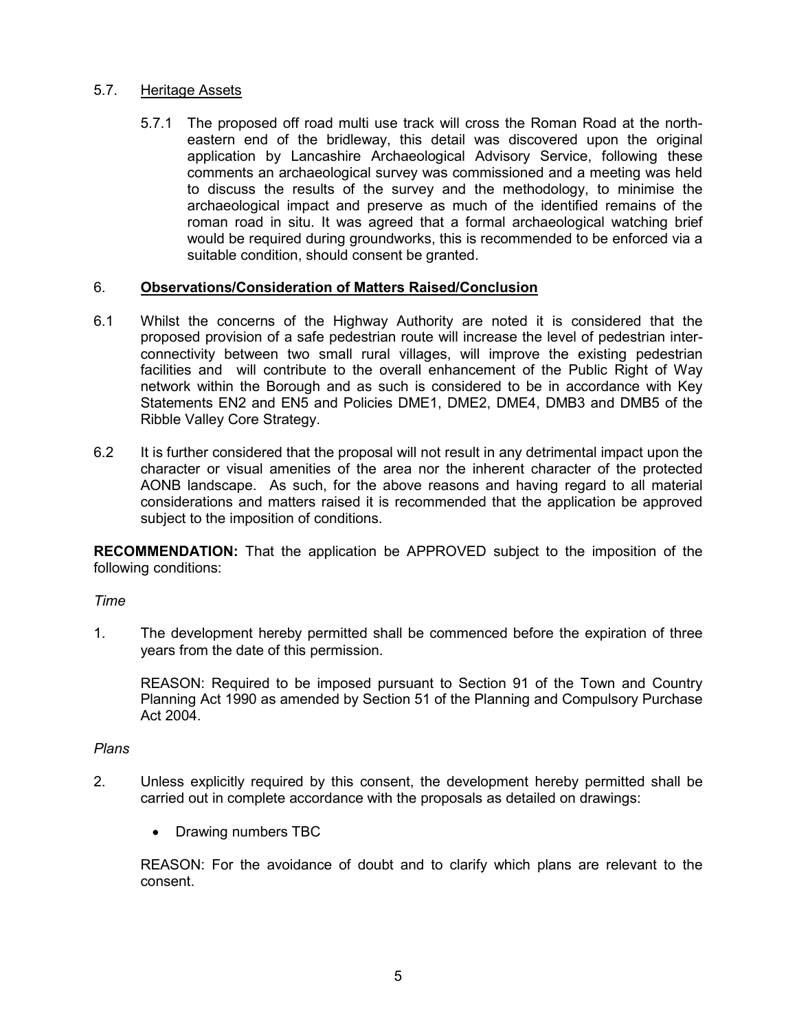### 5.7. Heritage Assets

5.7.1 The proposed off road multi use track will cross the Roman Road at the north-eastern end of the bridleway, this detail was discovered upon the original application by Lancashire Archaeological Advisory Service, following these comments an archaeological survey was commissioned and a meeting was held to discuss the results of the survey and the methodology, to minimise the archaeological impact and preserve as much of the identified remains of the roman road in situ. It was agreed that a formal archaeological watching brief would be required during groundworks, this is recommended to be enforced via a suitable condition, should consent be granted.

## 6. **Observations/Consideration of Matters Raised/Conclusion**

6.1 Whilst the concerns of the Highway Authority are noted it is considered that the proposed provision of a safe pedestrian route will increase the level of pedestrian inter-connectivity between two small rural villages, will improve the existing pedestrian facilities and will contribute to the overall enhancement of the Public Right of Way network within the Borough and as such is considered to be in accordance with Key Statements EN2 and EN5 and Policies DME1, DME2, DME4, DMB3 and DMB5 of the Ribble Valley Core Strategy.

6.2 It is further considered that the proposal will not result in any detrimental impact upon the character or visual amenities of the area nor the inherent character of the protected AONB landscape. As such, for the above reasons and having regard to all material considerations and matters raised it is recommended that the application be approved subject to the imposition of conditions.

**RECOMMENDATION:** That the application be APPROVED subject to the imposition of the following conditions:

*Time*

1. The development hereby permitted shall be commenced before the expiration of three years from the date of this permission.

   REASON: Required to be imposed pursuant to Section 91 of the Town and Country Planning Act 1990 as amended by Section 51 of the Planning and Compulsory Purchase Act 2004.

*Plans*

2. Unless explicitly required by this consent, the development hereby permitted shall be carried out in complete accordance with the proposals as detailed on drawings:

   - Drawing numbers TBC

   REASON: For the avoidance of doubt and to clarify which plans are relevant to the consent.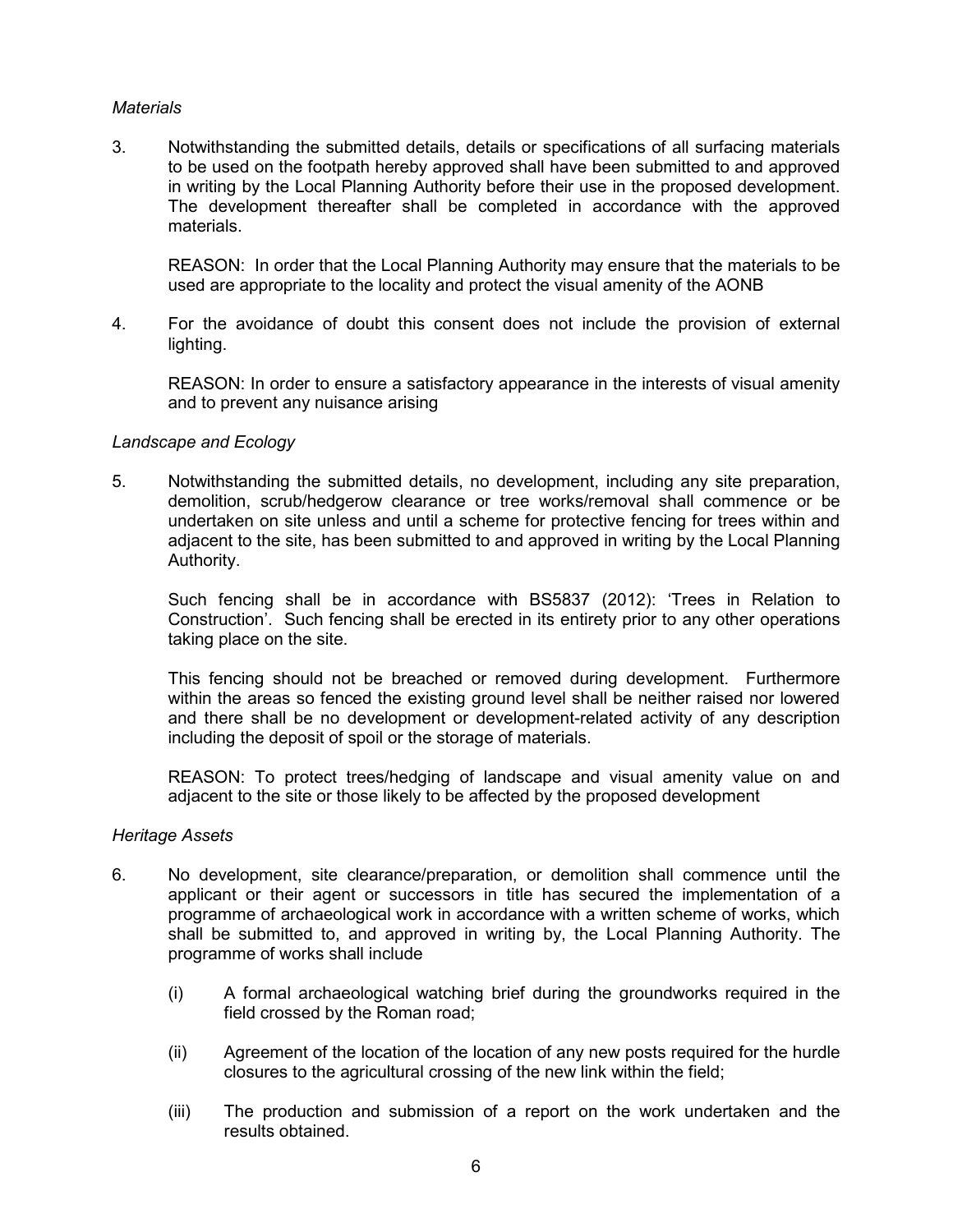*Materials*

3. Notwithstanding the submitted details, details or specifications of all surfacing materials to be used on the footpath hereby approved shall have been submitted to and approved in writing by the Local Planning Authority before their use in the proposed development. The development thereafter shall be completed in accordance with the approved materials.

   REASON: In order that the Local Planning Authority may ensure that the materials to be used are appropriate to the locality and protect the visual amenity of the AONB

4. For the avoidance of doubt this consent does not include the provision of external lighting.

   REASON: In order to ensure a satisfactory appearance in the interests of visual amenity and to prevent any nuisance arising

*Landscape and Ecology*

5. Notwithstanding the submitted details, no development, including any site preparation, demolition, scrub/hedgerow clearance or tree works/removal shall commence or be undertaken on site unless and until a scheme for protective fencing for trees within and adjacent to the site, has been submitted to and approved in writing by the Local Planning Authority.

   Such fencing shall be in accordance with BS5837 (2012): 'Trees in Relation to Construction'. Such fencing shall be erected in its entirety prior to any other operations taking place on the site.

   This fencing should not be breached or removed during development. Furthermore within the areas so fenced the existing ground level shall be neither raised nor lowered and there shall be no development or development-related activity of any description including the deposit of spoil or the storage of materials.

   REASON: To protect trees/hedging of landscape and visual amenity value on and adjacent to the site or those likely to be affected by the proposed development

*Heritage Assets*

6. No development, site clearance/preparation, or demolition shall commence until the applicant or their agent or successors in title has secured the implementation of a programme of archaeological work in accordance with a written scheme of works, which shall be submitted to, and approved in writing by, the Local Planning Authority. The programme of works shall include

   (i) A formal archaeological watching brief during the groundworks required in the field crossed by the Roman road;

   (ii) Agreement of the location of the location of any new posts required for the hurdle closures to the agricultural crossing of the new link within the field;

   (iii) The production and submission of a report on the work undertaken and the results obtained.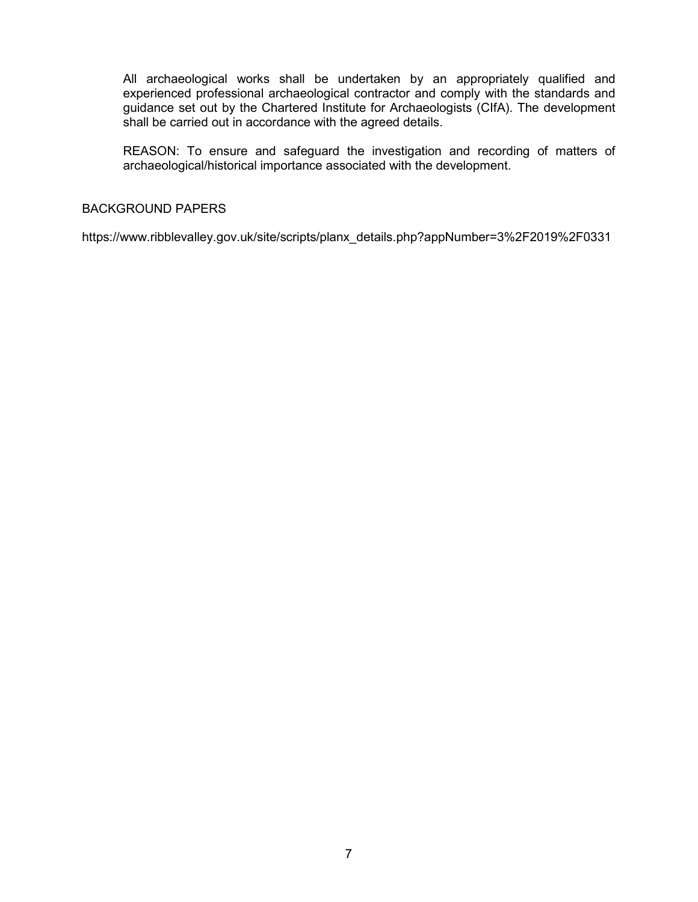All archaeological works shall be undertaken by an appropriately qualified and experienced professional archaeological contractor and comply with the standards and guidance set out by the Chartered Institute for Archaeologists (CIfA). The development shall be carried out in accordance with the agreed details.

REASON: To ensure and safeguard the investigation and recording of matters of archaeological/historical importance associated with the development.

## BACKGROUND PAPERS

https://www.ribblevalley.gov.uk/site/scripts/planx_details.php?appNumber=3%2F2019%2F0331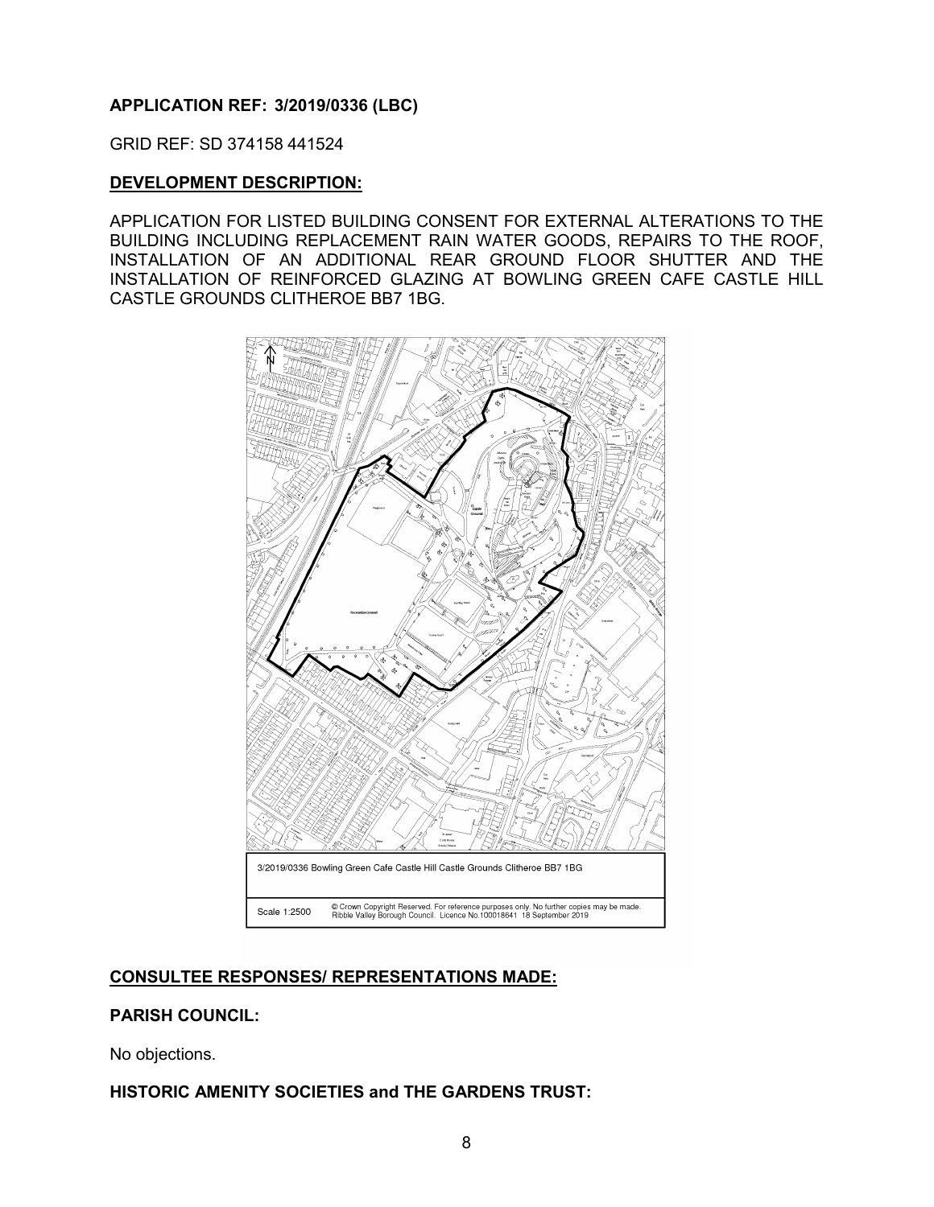**APPLICATION REF: 3/2019/0336 (LBC)**

GRID REF: SD 374158 441524

**DEVELOPMENT DESCRIPTION:**

APPLICATION FOR LISTED BUILDING CONSENT FOR EXTERNAL ALTERATIONS TO THE BUILDING INCLUDING REPLACEMENT RAIN WATER GOODS, REPAIRS TO THE ROOF, INSTALLATION OF AN ADDITIONAL REAR GROUND FLOOR SHUTTER AND THE INSTALLATION OF REINFORCED GLAZING AT BOWLING GREEN CAFE CASTLE HILL CASTLE GROUNDS CLITHEROE BB7 1BG.

3/2019/0336 Bowling Green Cafe Castle Hill Castle Grounds Clitheroe BB7 1BG

Scale 1:2500 © Crown Copyright Reserved. For reference purposes only. No further copies may be made. Ribble Valley Borough Council. Licence No.100018641 18 September 2019

**CONSULTEE RESPONSES/ REPRESENTATIONS MADE:**

**PARISH COUNCIL:**

No objections.

**HISTORIC AMENITY SOCIETIES and THE GARDENS TRUST:**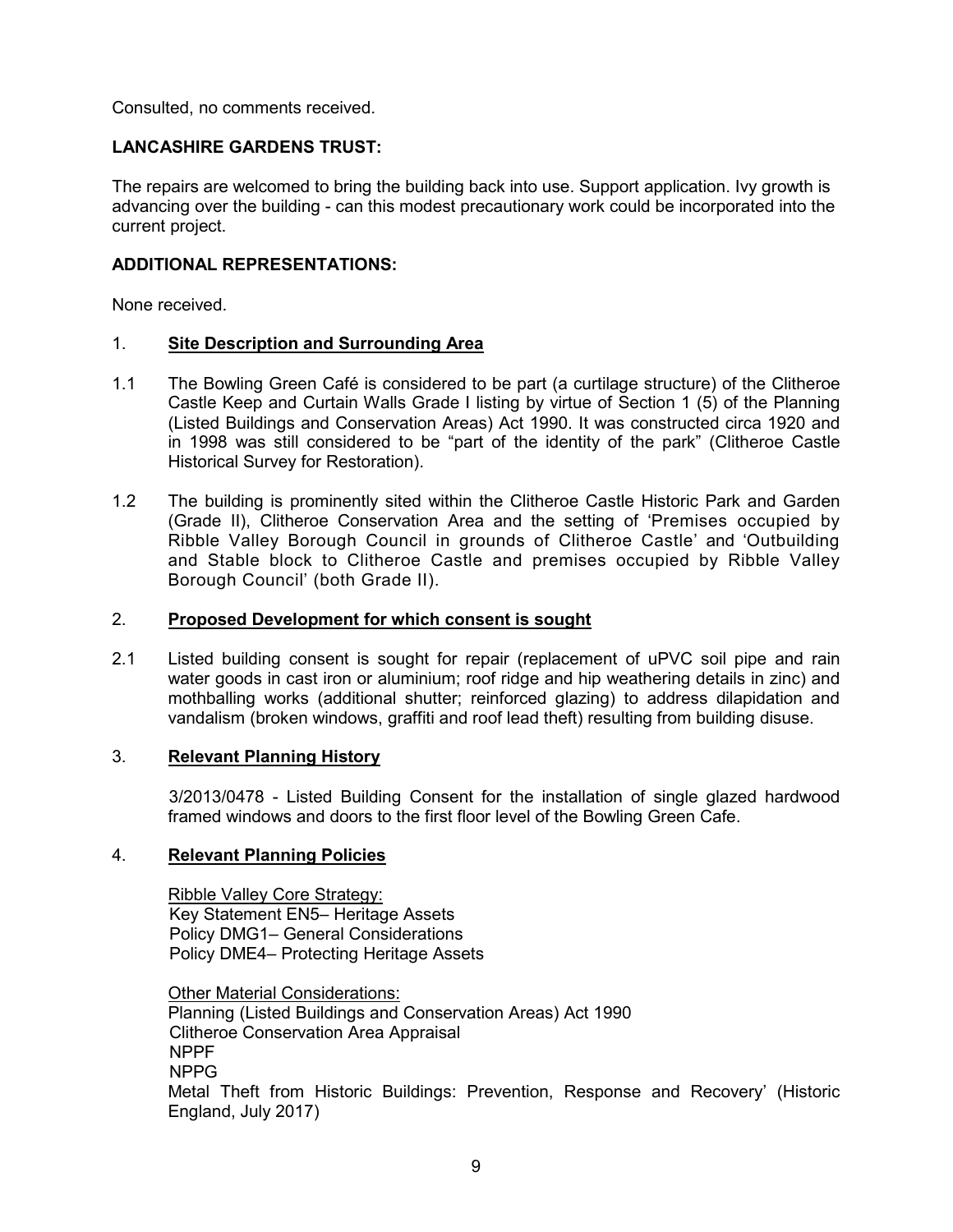Consulted, no comments received.

**LANCASHIRE GARDENS TRUST:**

The repairs are welcomed to bring the building back into use. Support application. Ivy growth is advancing over the building - can this modest precautionary work could be incorporated into the current project.

**ADDITIONAL REPRESENTATIONS:**

None received.

## 1. Site Description and Surrounding Area

1.1 The Bowling Green Café is considered to be part (a curtilage structure) of the Clitheroe Castle Keep and Curtain Walls Grade I listing by virtue of Section 1 (5) of the Planning (Listed Buildings and Conservation Areas) Act 1990. It was constructed circa 1920 and in 1998 was still considered to be "part of the identity of the park" (Clitheroe Castle Historical Survey for Restoration).

1.2 The building is prominently sited within the Clitheroe Castle Historic Park and Garden (Grade II), Clitheroe Conservation Area and the setting of 'Premises occupied by Ribble Valley Borough Council in grounds of Clitheroe Castle' and 'Outbuilding and Stable block to Clitheroe Castle and premises occupied by Ribble Valley Borough Council' (both Grade II).

## 2. Proposed Development for which consent is sought

2.1 Listed building consent is sought for repair (replacement of uPVC soil pipe and rain water goods in cast iron or aluminium; roof ridge and hip weathering details in zinc) and mothballing works (additional shutter; reinforced glazing) to address dilapidation and vandalism (broken windows, graffiti and roof lead theft) resulting from building disuse.

## 3. Relevant Planning History

3/2013/0478 - Listed Building Consent for the installation of single glazed hardwood framed windows and doors to the first floor level of the Bowling Green Cafe.

## 4. Relevant Planning Policies

Ribble Valley Core Strategy:
Key Statement EN5– Heritage Assets
Policy DMG1– General Considerations
Policy DME4– Protecting Heritage Assets

Other Material Considerations:
Planning (Listed Buildings and Conservation Areas) Act 1990
Clitheroe Conservation Area Appraisal
NPPF
NPPG
Metal Theft from Historic Buildings: Prevention, Response and Recovery' (Historic England, July 2017)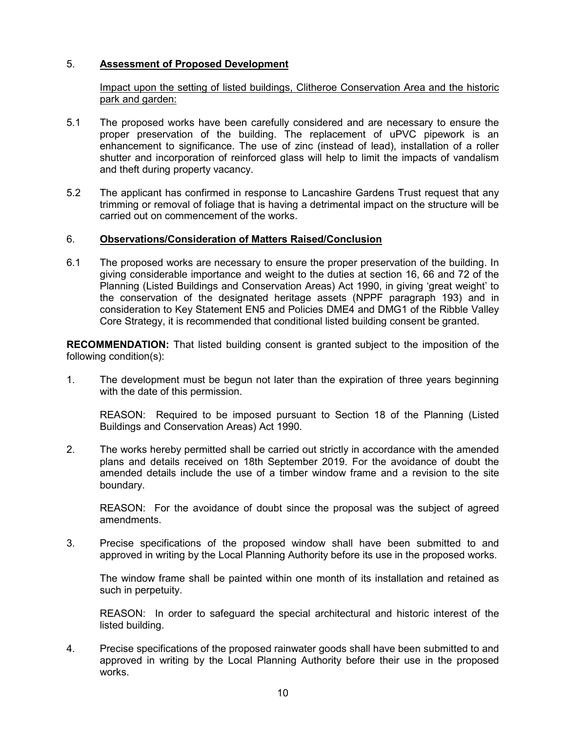## 5. **Assessment of Proposed Development**

Impact upon the setting of listed buildings, Clitheroe Conservation Area and the historic park and garden:

5.1 The proposed works have been carefully considered and are necessary to ensure the proper preservation of the building. The replacement of uPVC pipework is an enhancement to significance. The use of zinc (instead of lead), installation of a roller shutter and incorporation of reinforced glass will help to limit the impacts of vandalism and theft during property vacancy.

5.2 The applicant has confirmed in response to Lancashire Gardens Trust request that any trimming or removal of foliage that is having a detrimental impact on the structure will be carried out on commencement of the works.

## 6. **Observations/Consideration of Matters Raised/Conclusion**

6.1 The proposed works are necessary to ensure the proper preservation of the building. In giving considerable importance and weight to the duties at section 16, 66 and 72 of the Planning (Listed Buildings and Conservation Areas) Act 1990, in giving 'great weight' to the conservation of the designated heritage assets (NPPF paragraph 193) and in consideration to Key Statement EN5 and Policies DME4 and DMG1 of the Ribble Valley Core Strategy, it is recommended that conditional listed building consent be granted.

**RECOMMENDATION:** That listed building consent is granted subject to the imposition of the following condition(s):

1. The development must be begun not later than the expiration of three years beginning with the date of this permission.

   REASON: Required to be imposed pursuant to Section 18 of the Planning (Listed Buildings and Conservation Areas) Act 1990.

2. The works hereby permitted shall be carried out strictly in accordance with the amended plans and details received on 18th September 2019. For the avoidance of doubt the amended details include the use of a timber window frame and a revision to the site boundary.

   REASON: For the avoidance of doubt since the proposal was the subject of agreed amendments.

3. Precise specifications of the proposed window shall have been submitted to and approved in writing by the Local Planning Authority before its use in the proposed works.

   The window frame shall be painted within one month of its installation and retained as such in perpetuity.

   REASON: In order to safeguard the special architectural and historic interest of the listed building.

4. Precise specifications of the proposed rainwater goods shall have been submitted to and approved in writing by the Local Planning Authority before their use in the proposed works.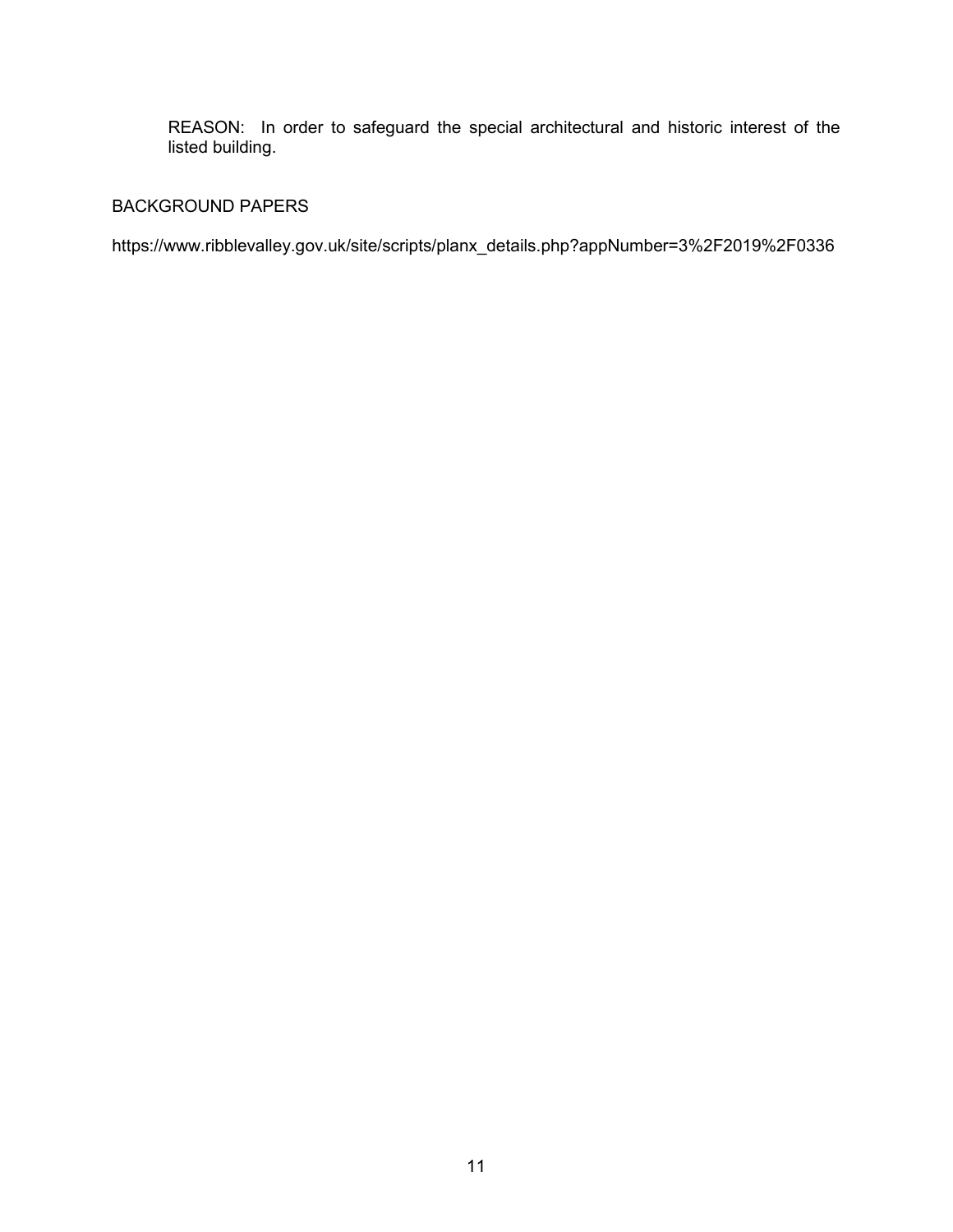REASON: In order to safeguard the special architectural and historic interest of the listed building.

BACKGROUND PAPERS

https://www.ribblevalley.gov.uk/site/scripts/planx_details.php?appNumber=3%2F2019%2F0336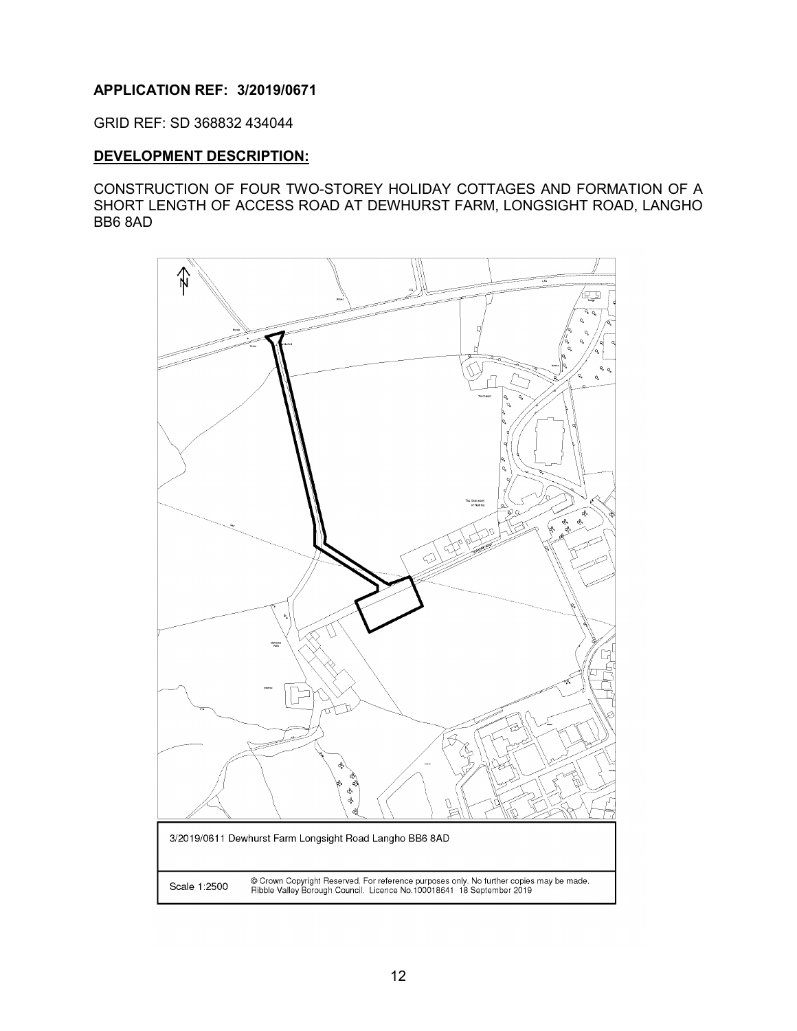**APPLICATION REF: 3/2019/0671**

GRID REF: SD 368832 434044

**DEVELOPMENT DESCRIPTION:**

CONSTRUCTION OF FOUR TWO-STOREY HOLIDAY COTTAGES AND FORMATION OF A SHORT LENGTH OF ACCESS ROAD AT DEWHURST FARM, LONGSIGHT ROAD, LANGHO BB6 8AD

3/2019/0611 Dewhurst Farm Longsight Road Langho BB6 8AD

Scale 1:2500 © Crown Copyright Reserved. For reference purposes only. No further copies may be made. Ribble Valley Borough Council. Licence No.100018641 18 September 2019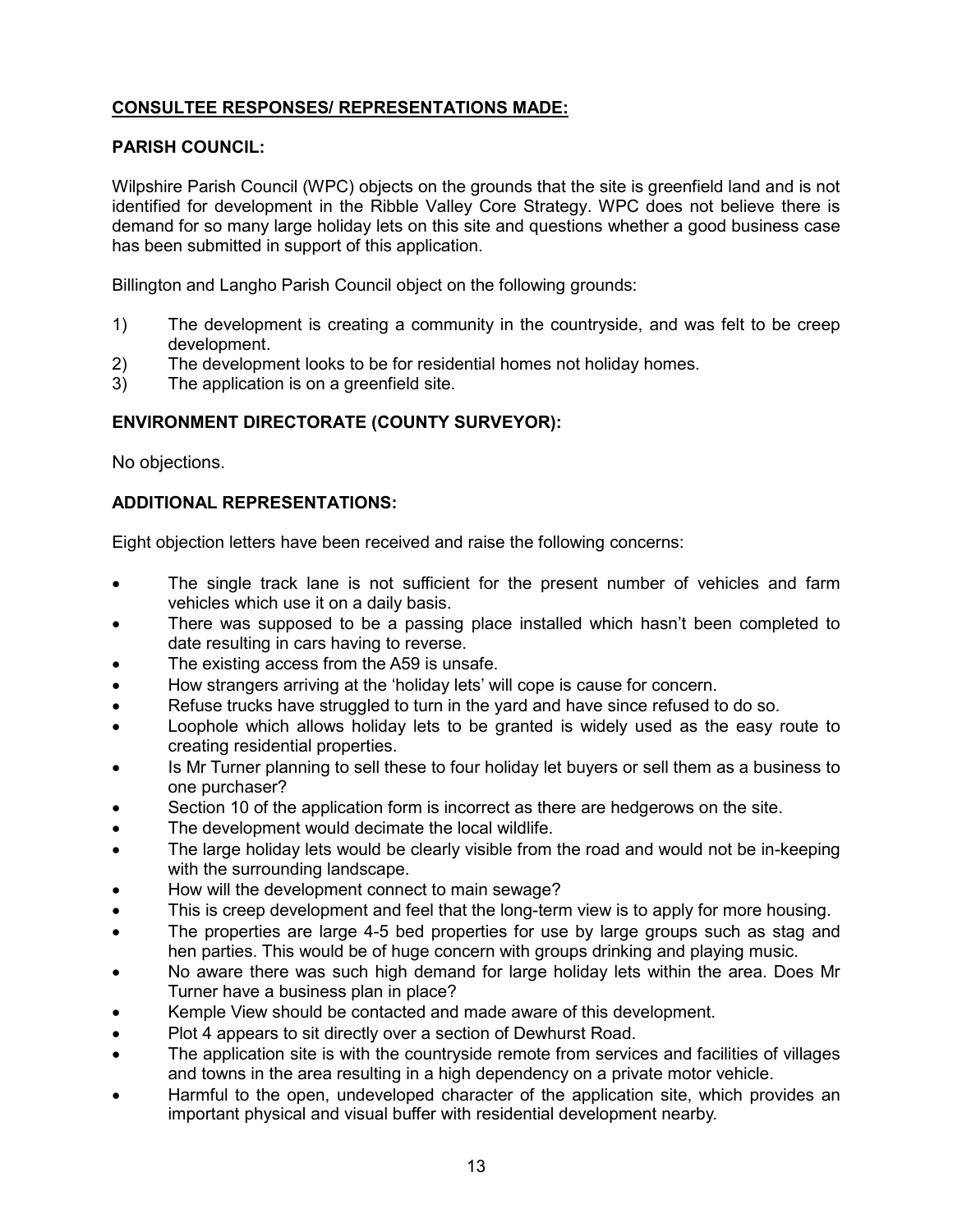## **CONSULTEE RESPONSES/ REPRESENTATIONS MADE:**

### **PARISH COUNCIL:**

Wilpshire Parish Council (WPC) objects on the grounds that the site is greenfield land and is not identified for development in the Ribble Valley Core Strategy. WPC does not believe there is demand for so many large holiday lets on this site and questions whether a good business case has been submitted in support of this application.

Billington and Langho Parish Council object on the following grounds:

1) The development is creating a community in the countryside, and was felt to be creep development.
2) The development looks to be for residential homes not holiday homes.
3) The application is on a greenfield site.

### **ENVIRONMENT DIRECTORATE (COUNTY SURVEYOR):**

No objections.

### **ADDITIONAL REPRESENTATIONS:**

Eight objection letters have been received and raise the following concerns:

- The single track lane is not sufficient for the present number of vehicles and farm vehicles which use it on a daily basis.
- There was supposed to be a passing place installed which hasn't been completed to date resulting in cars having to reverse.
- The existing access from the A59 is unsafe.
- How strangers arriving at the 'holiday lets' will cope is cause for concern.
- Refuse trucks have struggled to turn in the yard and have since refused to do so.
- Loophole which allows holiday lets to be granted is widely used as the easy route to creating residential properties.
- Is Mr Turner planning to sell these to four holiday let buyers or sell them as a business to one purchaser?
- Section 10 of the application form is incorrect as there are hedgerows on the site.
- The development would decimate the local wildlife.
- The large holiday lets would be clearly visible from the road and would not be in-keeping with the surrounding landscape.
- How will the development connect to main sewage?
- This is creep development and feel that the long-term view is to apply for more housing.
- The properties are large 4-5 bed properties for use by large groups such as stag and hen parties. This would be of huge concern with groups drinking and playing music.
- No aware there was such high demand for large holiday lets within the area. Does Mr Turner have a business plan in place?
- Kemple View should be contacted and made aware of this development.
- Plot 4 appears to sit directly over a section of Dewhurst Road.
- The application site is with the countryside remote from services and facilities of villages and towns in the area resulting in a high dependency on a private motor vehicle.
- Harmful to the open, undeveloped character of the application site, which provides an important physical and visual buffer with residential development nearby.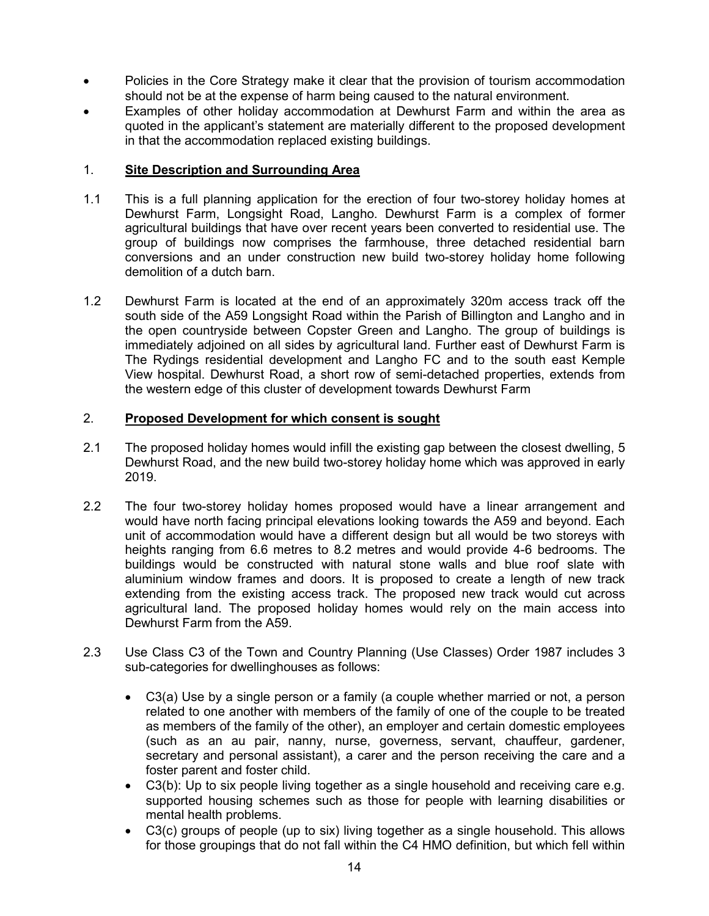- Policies in the Core Strategy make it clear that the provision of tourism accommodation should not be at the expense of harm being caused to the natural environment.
- Examples of other holiday accommodation at Dewhurst Farm and within the area as quoted in the applicant's statement are materially different to the proposed development in that the accommodation replaced existing buildings.

## 1. **Site Description and Surrounding Area**

1.1 This is a full planning application for the erection of four two-storey holiday homes at Dewhurst Farm, Longsight Road, Langho. Dewhurst Farm is a complex of former agricultural buildings that have over recent years been converted to residential use. The group of buildings now comprises the farmhouse, three detached residential barn conversions and an under construction new build two-storey holiday home following demolition of a dutch barn.

1.2 Dewhurst Farm is located at the end of an approximately 320m access track off the south side of the A59 Longsight Road within the Parish of Billington and Langho and in the open countryside between Copster Green and Langho. The group of buildings is immediately adjoined on all sides by agricultural land. Further east of Dewhurst Farm is The Rydings residential development and Langho FC and to the south east Kemple View hospital. Dewhurst Road, a short row of semi-detached properties, extends from the western edge of this cluster of development towards Dewhurst Farm

## 2. **Proposed Development for which consent is sought**

2.1 The proposed holiday homes would infill the existing gap between the closest dwelling, 5 Dewhurst Road, and the new build two-storey holiday home which was approved in early 2019.

2.2 The four two-storey holiday homes proposed would have a linear arrangement and would have north facing principal elevations looking towards the A59 and beyond. Each unit of accommodation would have a different design but all would be two storeys with heights ranging from 6.6 metres to 8.2 metres and would provide 4-6 bedrooms. The buildings would be constructed with natural stone walls and blue roof slate with aluminium window frames and doors. It is proposed to create a length of new track extending from the existing access track. The proposed new track would cut across agricultural land. The proposed holiday homes would rely on the main access into Dewhurst Farm from the A59.

2.3 Use Class C3 of the Town and Country Planning (Use Classes) Order 1987 includes 3 sub-categories for dwellinghouses as follows:

- C3(a) Use by a single person or a family (a couple whether married or not, a person related to one another with members of the family of one of the couple to be treated as members of the family of the other), an employer and certain domestic employees (such as an au pair, nanny, nurse, governess, servant, chauffeur, gardener, secretary and personal assistant), a carer and the person receiving the care and a foster parent and foster child.
- C3(b): Up to six people living together as a single household and receiving care e.g. supported housing schemes such as those for people with learning disabilities or mental health problems.
- C3(c) groups of people (up to six) living together as a single household. This allows for those groupings that do not fall within the C4 HMO definition, but which fell within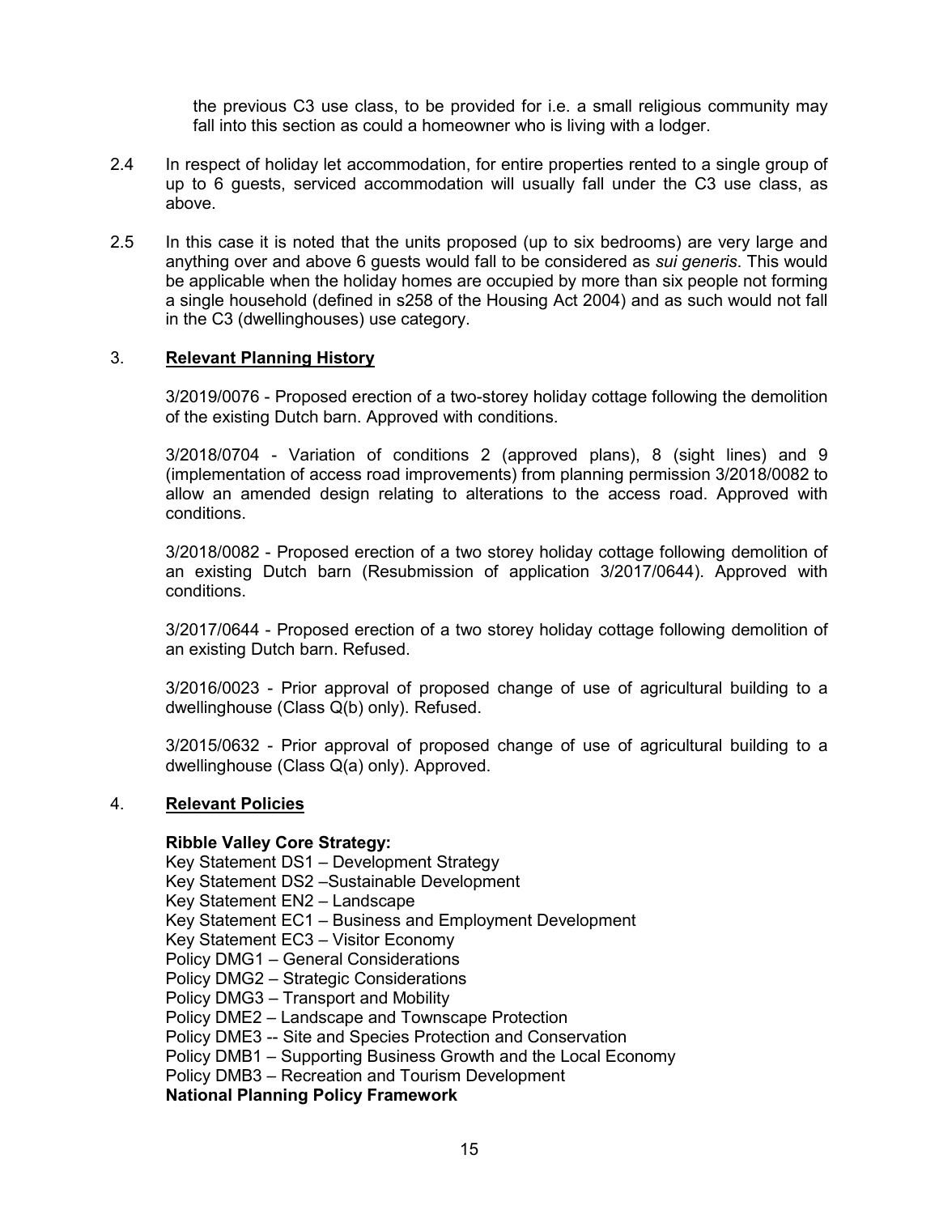the previous C3 use class, to be provided for i.e. a small religious community may fall into this section as could a homeowner who is living with a lodger.

2.4 In respect of holiday let accommodation, for entire properties rented to a single group of up to 6 guests, serviced accommodation will usually fall under the C3 use class, as above.

2.5 In this case it is noted that the units proposed (up to six bedrooms) are very large and anything over and above 6 guests would fall to be considered as *sui generis*. This would be applicable when the holiday homes are occupied by more than six people not forming a single household (defined in s258 of the Housing Act 2004) and as such would not fall in the C3 (dwellinghouses) use category.

## 3. **Relevant Planning History**

3/2019/0076 - Proposed erection of a two-storey holiday cottage following the demolition of the existing Dutch barn. Approved with conditions.

3/2018/0704 - Variation of conditions 2 (approved plans), 8 (sight lines) and 9 (implementation of access road improvements) from planning permission 3/2018/0082 to allow an amended design relating to alterations to the access road. Approved with conditions.

3/2018/0082 - Proposed erection of a two storey holiday cottage following demolition of an existing Dutch barn (Resubmission of application 3/2017/0644). Approved with conditions.

3/2017/0644 - Proposed erection of a two storey holiday cottage following demolition of an existing Dutch barn. Refused.

3/2016/0023 - Prior approval of proposed change of use of agricultural building to a dwellinghouse (Class Q(b) only). Refused.

3/2015/0632 - Prior approval of proposed change of use of agricultural building to a dwellinghouse (Class Q(a) only). Approved.

## 4. **Relevant Policies**

**Ribble Valley Core Strategy:**
Key Statement DS1 – Development Strategy
Key Statement DS2 –Sustainable Development
Key Statement EN2 – Landscape
Key Statement EC1 – Business and Employment Development
Key Statement EC3 – Visitor Economy
Policy DMG1 – General Considerations
Policy DMG2 – Strategic Considerations
Policy DMG3 – Transport and Mobility
Policy DME2 – Landscape and Townscape Protection
Policy DME3 -- Site and Species Protection and Conservation
Policy DMB1 – Supporting Business Growth and the Local Economy
Policy DMB3 – Recreation and Tourism Development
**National Planning Policy Framework**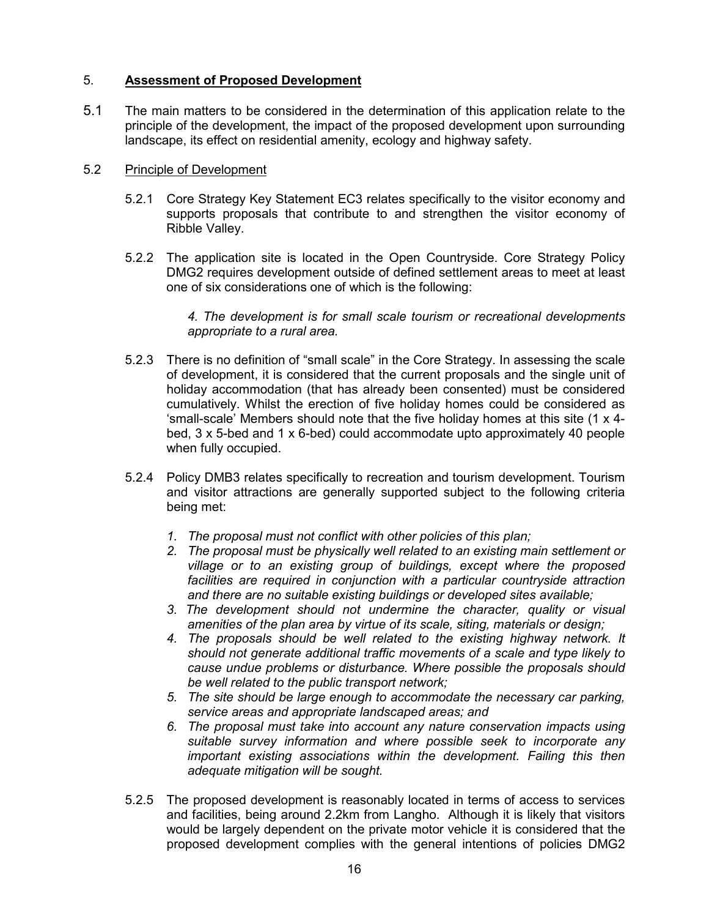## 5. **Assessment of Proposed Development**

5.1 The main matters to be considered in the determination of this application relate to the principle of the development, the impact of the proposed development upon surrounding landscape, its effect on residential amenity, ecology and highway safety.

### 5.2 Principle of Development

5.2.1 Core Strategy Key Statement EC3 relates specifically to the visitor economy and supports proposals that contribute to and strengthen the visitor economy of Ribble Valley.

5.2.2 The application site is located in the Open Countryside. Core Strategy Policy DMG2 requires development outside of defined settlement areas to meet at least one of six considerations one of which is the following:

> *4. The development is for small scale tourism or recreational developments appropriate to a rural area.*

5.2.3 There is no definition of "small scale" in the Core Strategy. In assessing the scale of development, it is considered that the current proposals and the single unit of holiday accommodation (that has already been consented) must be considered cumulatively. Whilst the erection of five holiday homes could be considered as 'small-scale' Members should note that the five holiday homes at this site (1 x 4-bed, 3 x 5-bed and 1 x 6-bed) could accommodate upto approximately 40 people when fully occupied.

5.2.4 Policy DMB3 relates specifically to recreation and tourism development. Tourism and visitor attractions are generally supported subject to the following criteria being met:

1. *The proposal must not conflict with other policies of this plan;*
2. *The proposal must be physically well related to an existing main settlement or village or to an existing group of buildings, except where the proposed facilities are required in conjunction with a particular countryside attraction and there are no suitable existing buildings or developed sites available;*
3. *The development should not undermine the character, quality or visual amenities of the plan area by virtue of its scale, siting, materials or design;*
4. *The proposals should be well related to the existing highway network. It should not generate additional traffic movements of a scale and type likely to cause undue problems or disturbance. Where possible the proposals should be well related to the public transport network;*
5. *The site should be large enough to accommodate the necessary car parking, service areas and appropriate landscaped areas; and*
6. *The proposal must take into account any nature conservation impacts using suitable survey information and where possible seek to incorporate any important existing associations within the development. Failing this then adequate mitigation will be sought.*

5.2.5 The proposed development is reasonably located in terms of access to services and facilities, being around 2.2km from Langho. Although it is likely that visitors would be largely dependent on the private motor vehicle it is considered that the proposed development complies with the general intentions of policies DMG2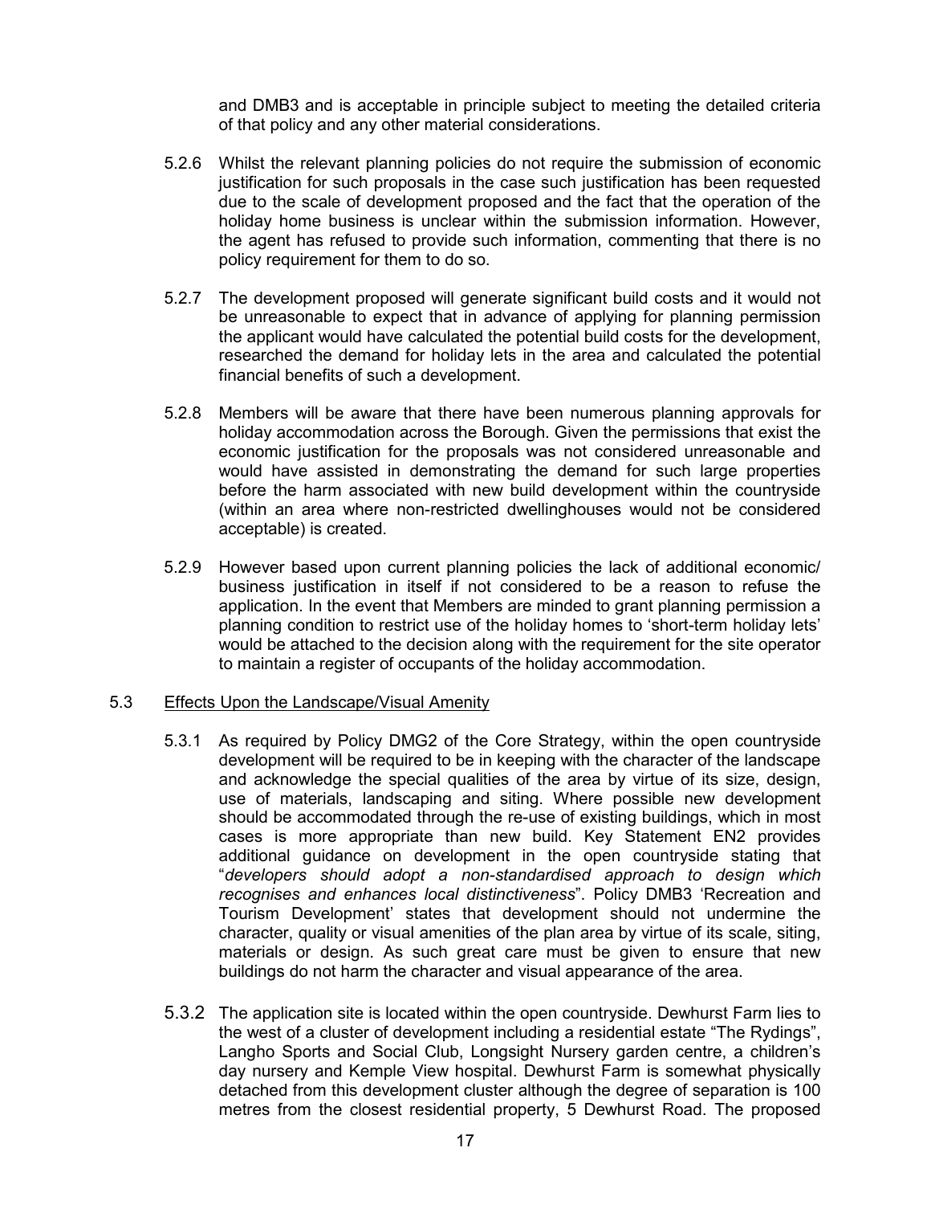and DMB3 and is acceptable in principle subject to meeting the detailed criteria of that policy and any other material considerations.

5.2.6 Whilst the relevant planning policies do not require the submission of economic justification for such proposals in the case such justification has been requested due to the scale of development proposed and the fact that the operation of the holiday home business is unclear within the submission information. However, the agent has refused to provide such information, commenting that there is no policy requirement for them to do so.

5.2.7 The development proposed will generate significant build costs and it would not be unreasonable to expect that in advance of applying for planning permission the applicant would have calculated the potential build costs for the development, researched the demand for holiday lets in the area and calculated the potential financial benefits of such a development.

5.2.8 Members will be aware that there have been numerous planning approvals for holiday accommodation across the Borough. Given the permissions that exist the economic justification for the proposals was not considered unreasonable and would have assisted in demonstrating the demand for such large properties before the harm associated with new build development within the countryside (within an area where non-restricted dwellinghouses would not be considered acceptable) is created.

5.2.9 However based upon current planning policies the lack of additional economic/ business justification in itself if not considered to be a reason to refuse the application. In the event that Members are minded to grant planning permission a planning condition to restrict use of the holiday homes to 'short-term holiday lets' would be attached to the decision along with the requirement for the site operator to maintain a register of occupants of the holiday accommodation.

5.3 Effects Upon the Landscape/Visual Amenity

5.3.1 As required by Policy DMG2 of the Core Strategy, within the open countryside development will be required to be in keeping with the character of the landscape and acknowledge the special qualities of the area by virtue of its size, design, use of materials, landscaping and siting. Where possible new development should be accommodated through the re-use of existing buildings, which in most cases is more appropriate than new build. Key Statement EN2 provides additional guidance on development in the open countryside stating that "*developers should adopt a non-standardised approach to design which recognises and enhances local distinctiveness*". Policy DMB3 'Recreation and Tourism Development' states that development should not undermine the character, quality or visual amenities of the plan area by virtue of its scale, siting, materials or design. As such great care must be given to ensure that new buildings do not harm the character and visual appearance of the area.

5.3.2 The application site is located within the open countryside. Dewhurst Farm lies to the west of a cluster of development including a residential estate "The Rydings", Langho Sports and Social Club, Longsight Nursery garden centre, a children's day nursery and Kemple View hospital. Dewhurst Farm is somewhat physically detached from this development cluster although the degree of separation is 100 metres from the closest residential property, 5 Dewhurst Road. The proposed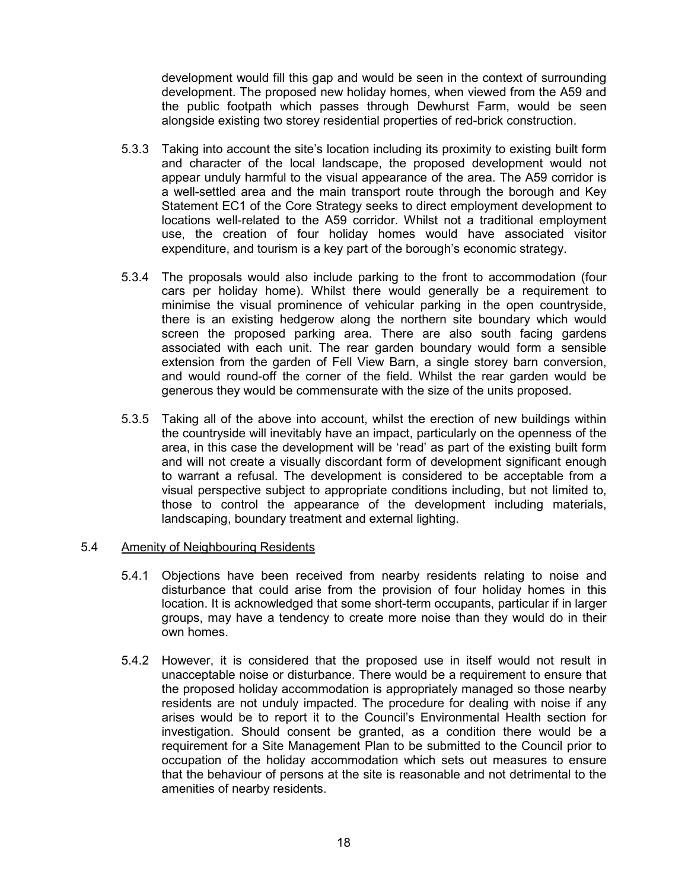development would fill this gap and would be seen in the context of surrounding development. The proposed new holiday homes, when viewed from the A59 and the public footpath which passes through Dewhurst Farm, would be seen alongside existing two storey residential properties of red-brick construction.

5.3.3 Taking into account the site's location including its proximity to existing built form and character of the local landscape, the proposed development would not appear unduly harmful to the visual appearance of the area. The A59 corridor is a well-settled area and the main transport route through the borough and Key Statement EC1 of the Core Strategy seeks to direct employment development to locations well-related to the A59 corridor. Whilst not a traditional employment use, the creation of four holiday homes would have associated visitor expenditure, and tourism is a key part of the borough's economic strategy.

5.3.4 The proposals would also include parking to the front to accommodation (four cars per holiday home). Whilst there would generally be a requirement to minimise the visual prominence of vehicular parking in the open countryside, there is an existing hedgerow along the northern site boundary which would screen the proposed parking area. There are also south facing gardens associated with each unit. The rear garden boundary would form a sensible extension from the garden of Fell View Barn, a single storey barn conversion, and would round-off the corner of the field. Whilst the rear garden would be generous they would be commensurate with the size of the units proposed.

5.3.5 Taking all of the above into account, whilst the erection of new buildings within the countryside will inevitably have an impact, particularly on the openness of the area, in this case the development will be 'read' as part of the existing built form and will not create a visually discordant form of development significant enough to warrant a refusal. The development is considered to be acceptable from a visual perspective subject to appropriate conditions including, but not limited to, those to control the appearance of the development including materials, landscaping, boundary treatment and external lighting.

5.4 Amenity of Neighbouring Residents

5.4.1 Objections have been received from nearby residents relating to noise and disturbance that could arise from the provision of four holiday homes in this location. It is acknowledged that some short-term occupants, particular if in larger groups, may have a tendency to create more noise than they would do in their own homes.

5.4.2 However, it is considered that the proposed use in itself would not result in unacceptable noise or disturbance. There would be a requirement to ensure that the proposed holiday accommodation is appropriately managed so those nearby residents are not unduly impacted. The procedure for dealing with noise if any arises would be to report it to the Council's Environmental Health section for investigation. Should consent be granted, as a condition there would be a requirement for a Site Management Plan to be submitted to the Council prior to occupation of the holiday accommodation which sets out measures to ensure that the behaviour of persons at the site is reasonable and not detrimental to the amenities of nearby residents.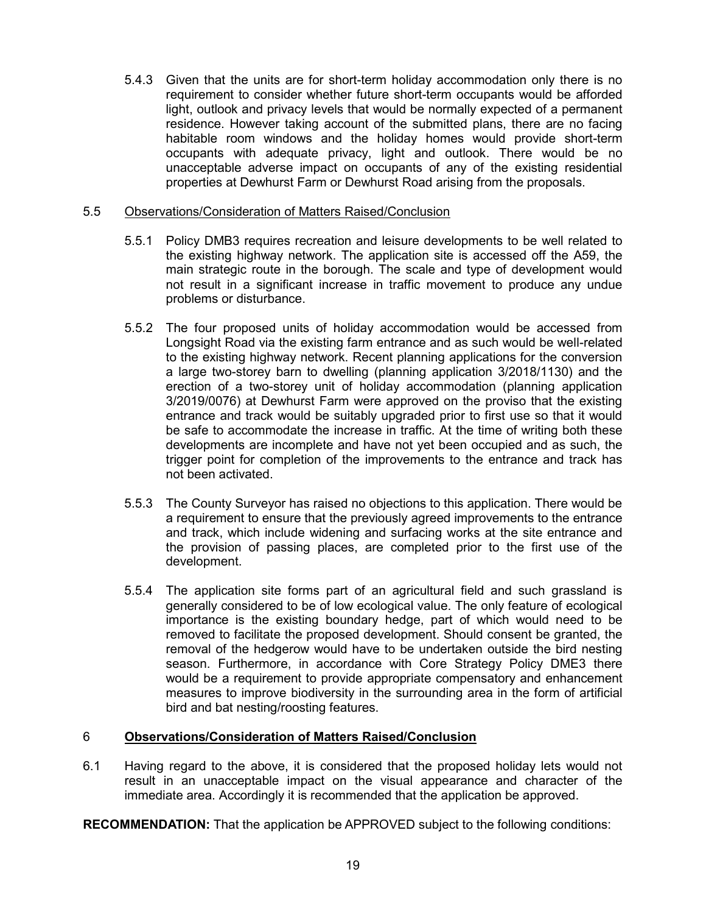5.4.3 Given that the units are for short-term holiday accommodation only there is no requirement to consider whether future short-term occupants would be afforded light, outlook and privacy levels that would be normally expected of a permanent residence. However taking account of the submitted plans, there are no facing habitable room windows and the holiday homes would provide short-term occupants with adequate privacy, light and outlook. There would be no unacceptable adverse impact on occupants of any of the existing residential properties at Dewhurst Farm or Dewhurst Road arising from the proposals.

5.5 <u>Observations/Consideration of Matters Raised/Conclusion</u>

5.5.1 Policy DMB3 requires recreation and leisure developments to be well related to the existing highway network. The application site is accessed off the A59, the main strategic route in the borough. The scale and type of development would not result in a significant increase in traffic movement to produce any undue problems or disturbance.

5.5.2 The four proposed units of holiday accommodation would be accessed from Longsight Road via the existing farm entrance and as such would be well-related to the existing highway network. Recent planning applications for the conversion a large two-storey barn to dwelling (planning application 3/2018/1130) and the erection of a two-storey unit of holiday accommodation (planning application 3/2019/0076) at Dewhurst Farm were approved on the proviso that the existing entrance and track would be suitably upgraded prior to first use so that it would be safe to accommodate the increase in traffic. At the time of writing both these developments are incomplete and have not yet been occupied and as such, the trigger point for completion of the improvements to the entrance and track has not been activated.

5.5.3 The County Surveyor has raised no objections to this application. There would be a requirement to ensure that the previously agreed improvements to the entrance and track, which include widening and surfacing works at the site entrance and the provision of passing places, are completed prior to the first use of the development.

5.5.4 The application site forms part of an agricultural field and such grassland is generally considered to be of low ecological value. The only feature of ecological importance is the existing boundary hedge, part of which would need to be removed to facilitate the proposed development. Should consent be granted, the removal of the hedgerow would have to be undertaken outside the bird nesting season. Furthermore, in accordance with Core Strategy Policy DME3 there would be a requirement to provide appropriate compensatory and enhancement measures to improve biodiversity in the surrounding area in the form of artificial bird and bat nesting/roosting features.

## 6 Observations/Consideration of Matters Raised/Conclusion

6.1 Having regard to the above, it is considered that the proposed holiday lets would not result in an unacceptable impact on the visual appearance and character of the immediate area. Accordingly it is recommended that the application be approved.

**RECOMMENDATION:** That the application be APPROVED subject to the following conditions: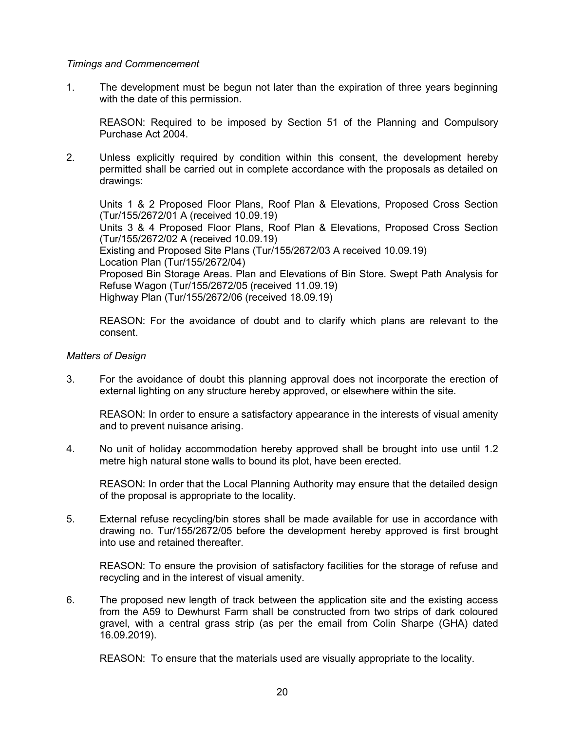*Timings and Commencement*

1. The development must be begun not later than the expiration of three years beginning with the date of this permission.

   REASON: Required to be imposed by Section 51 of the Planning and Compulsory Purchase Act 2004.

2. Unless explicitly required by condition within this consent, the development hereby permitted shall be carried out in complete accordance with the proposals as detailed on drawings:

   Units 1 & 2 Proposed Floor Plans, Roof Plan & Elevations, Proposed Cross Section (Tur/155/2672/01 A (received 10.09.19)
   Units 3 & 4 Proposed Floor Plans, Roof Plan & Elevations, Proposed Cross Section (Tur/155/2672/02 A (received 10.09.19)
   Existing and Proposed Site Plans (Tur/155/2672/03 A received 10.09.19)
   Location Plan (Tur/155/2672/04)
   Proposed Bin Storage Areas. Plan and Elevations of Bin Store. Swept Path Analysis for Refuse Wagon (Tur/155/2672/05 (received 11.09.19)
   Highway Plan (Tur/155/2672/06 (received 18.09.19)

   REASON: For the avoidance of doubt and to clarify which plans are relevant to the consent.

*Matters of Design*

3. For the avoidance of doubt this planning approval does not incorporate the erection of external lighting on any structure hereby approved, or elsewhere within the site.

   REASON: In order to ensure a satisfactory appearance in the interests of visual amenity and to prevent nuisance arising.

4. No unit of holiday accommodation hereby approved shall be brought into use until 1.2 metre high natural stone walls to bound its plot, have been erected.

   REASON: In order that the Local Planning Authority may ensure that the detailed design of the proposal is appropriate to the locality.

5. External refuse recycling/bin stores shall be made available for use in accordance with drawing no. Tur/155/2672/05 before the development hereby approved is first brought into use and retained thereafter.

   REASON: To ensure the provision of satisfactory facilities for the storage of refuse and recycling and in the interest of visual amenity.

6. The proposed new length of track between the application site and the existing access from the A59 to Dewhurst Farm shall be constructed from two strips of dark coloured gravel, with a central grass strip (as per the email from Colin Sharpe (GHA) dated 16.09.2019).

   REASON: To ensure that the materials used are visually appropriate to the locality.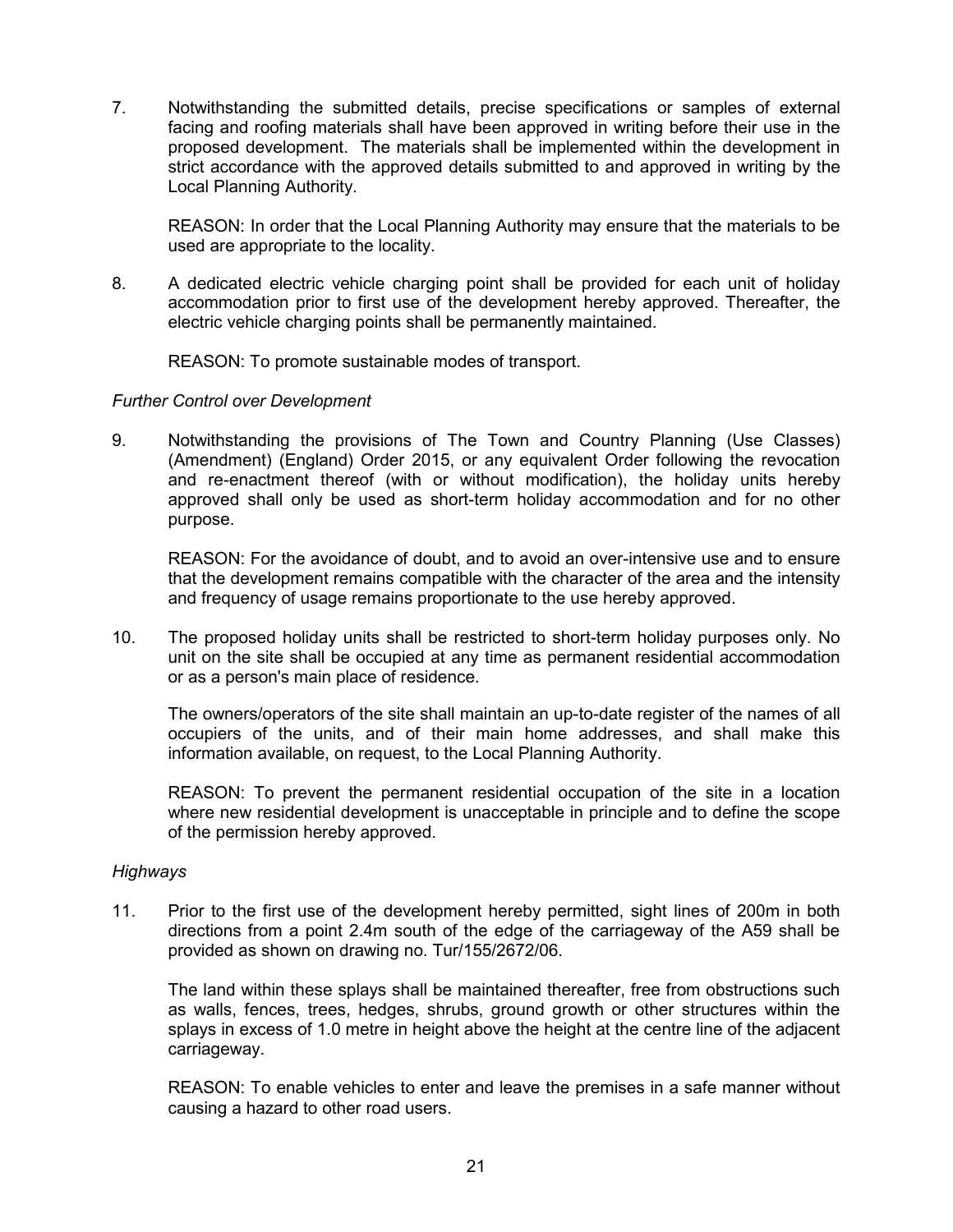7. Notwithstanding the submitted details, precise specifications or samples of external facing and roofing materials shall have been approved in writing before their use in the proposed development. The materials shall be implemented within the development in strict accordance with the approved details submitted to and approved in writing by the Local Planning Authority.

   REASON: In order that the Local Planning Authority may ensure that the materials to be used are appropriate to the locality.

8. A dedicated electric vehicle charging point shall be provided for each unit of holiday accommodation prior to first use of the development hereby approved. Thereafter, the electric vehicle charging points shall be permanently maintained.

   REASON: To promote sustainable modes of transport.

*Further Control over Development*

9. Notwithstanding the provisions of The Town and Country Planning (Use Classes) (Amendment) (England) Order 2015, or any equivalent Order following the revocation and re-enactment thereof (with or without modification), the holiday units hereby approved shall only be used as short-term holiday accommodation and for no other purpose.

   REASON: For the avoidance of doubt, and to avoid an over-intensive use and to ensure that the development remains compatible with the character of the area and the intensity and frequency of usage remains proportionate to the use hereby approved.

10. The proposed holiday units shall be restricted to short-term holiday purposes only. No unit on the site shall be occupied at any time as permanent residential accommodation or as a person's main place of residence.

    The owners/operators of the site shall maintain an up-to-date register of the names of all occupiers of the units, and of their main home addresses, and shall make this information available, on request, to the Local Planning Authority.

    REASON: To prevent the permanent residential occupation of the site in a location where new residential development is unacceptable in principle and to define the scope of the permission hereby approved.

*Highways*

11. Prior to the first use of the development hereby permitted, sight lines of 200m in both directions from a point 2.4m south of the edge of the carriageway of the A59 shall be provided as shown on drawing no. Tur/155/2672/06.

    The land within these splays shall be maintained thereafter, free from obstructions such as walls, fences, trees, hedges, shrubs, ground growth or other structures within the splays in excess of 1.0 metre in height above the height at the centre line of the adjacent carriageway.

    REASON: To enable vehicles to enter and leave the premises in a safe manner without causing a hazard to other road users.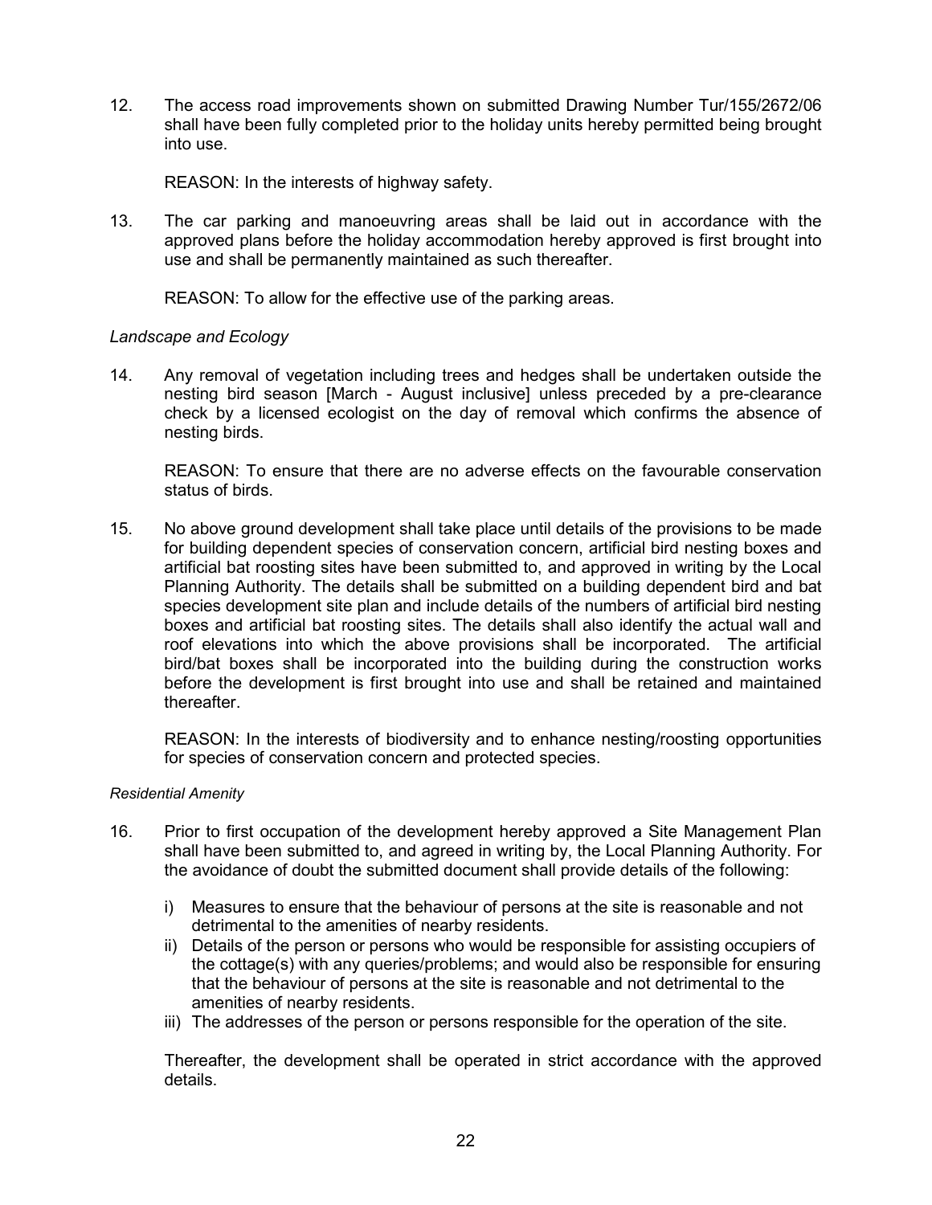12. The access road improvements shown on submitted Drawing Number Tur/155/2672/06 shall have been fully completed prior to the holiday units hereby permitted being brought into use.

    REASON: In the interests of highway safety.

13. The car parking and manoeuvring areas shall be laid out in accordance with the approved plans before the holiday accommodation hereby approved is first brought into use and shall be permanently maintained as such thereafter.

    REASON: To allow for the effective use of the parking areas.

*Landscape and Ecology*

14. Any removal of vegetation including trees and hedges shall be undertaken outside the nesting bird season [March - August inclusive] unless preceded by a pre-clearance check by a licensed ecologist on the day of removal which confirms the absence of nesting birds.

    REASON: To ensure that there are no adverse effects on the favourable conservation status of birds.

15. No above ground development shall take place until details of the provisions to be made for building dependent species of conservation concern, artificial bird nesting boxes and artificial bat roosting sites have been submitted to, and approved in writing by the Local Planning Authority. The details shall be submitted on a building dependent bird and bat species development site plan and include details of the numbers of artificial bird nesting boxes and artificial bat roosting sites. The details shall also identify the actual wall and roof elevations into which the above provisions shall be incorporated. The artificial bird/bat boxes shall be incorporated into the building during the construction works before the development is first brought into use and shall be retained and maintained thereafter.

    REASON: In the interests of biodiversity and to enhance nesting/roosting opportunities for species of conservation concern and protected species.

*Residential Amenity*

16. Prior to first occupation of the development hereby approved a Site Management Plan shall have been submitted to, and agreed in writing by, the Local Planning Authority. For the avoidance of doubt the submitted document shall provide details of the following:

    i) Measures to ensure that the behaviour of persons at the site is reasonable and not detrimental to the amenities of nearby residents.
    ii) Details of the person or persons who would be responsible for assisting occupiers of the cottage(s) with any queries/problems; and would also be responsible for ensuring that the behaviour of persons at the site is reasonable and not detrimental to the amenities of nearby residents.
    iii) The addresses of the person or persons responsible for the operation of the site.

    Thereafter, the development shall be operated in strict accordance with the approved details.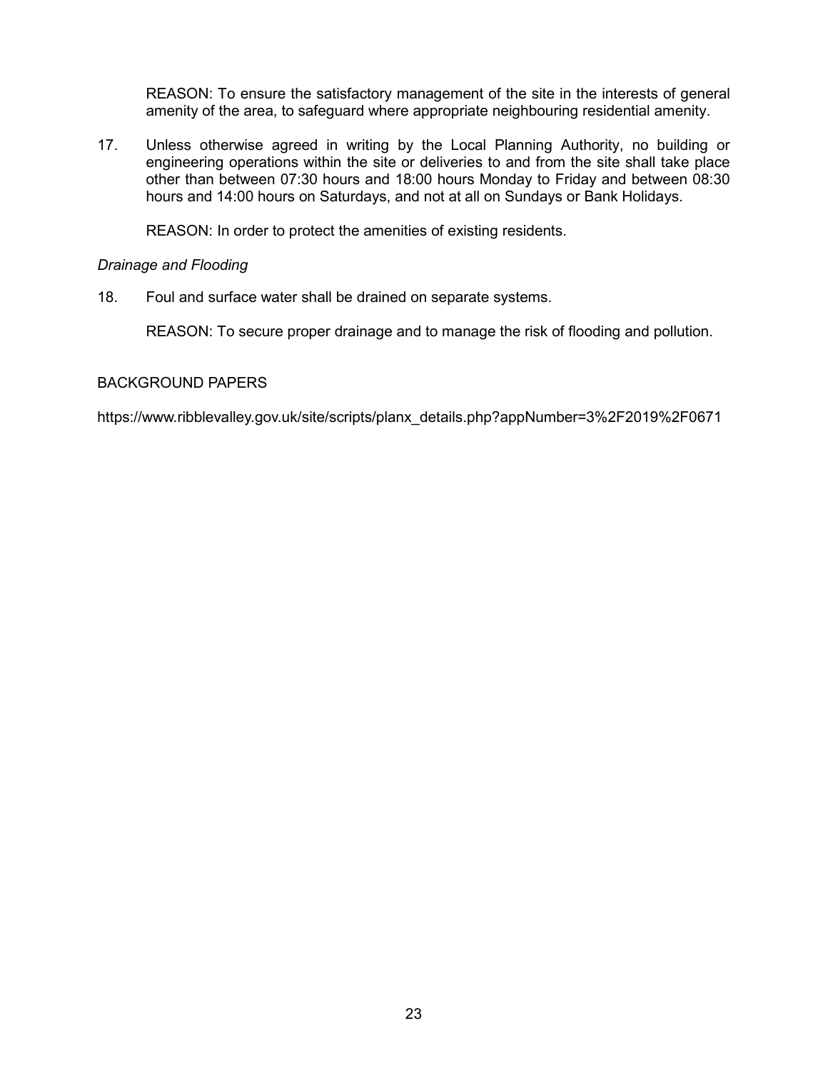REASON: To ensure the satisfactory management of the site in the interests of general amenity of the area, to safeguard where appropriate neighbouring residential amenity.

17. Unless otherwise agreed in writing by the Local Planning Authority, no building or engineering operations within the site or deliveries to and from the site shall take place other than between 07:30 hours and 18:00 hours Monday to Friday and between 08:30 hours and 14:00 hours on Saturdays, and not at all on Sundays or Bank Holidays.

    REASON: In order to protect the amenities of existing residents.

*Drainage and Flooding*

18. Foul and surface water shall be drained on separate systems.

    REASON: To secure proper drainage and to manage the risk of flooding and pollution.

BACKGROUND PAPERS

https://www.ribblevalley.gov.uk/site/scripts/planx_details.php?appNumber=3%2F2019%2F0671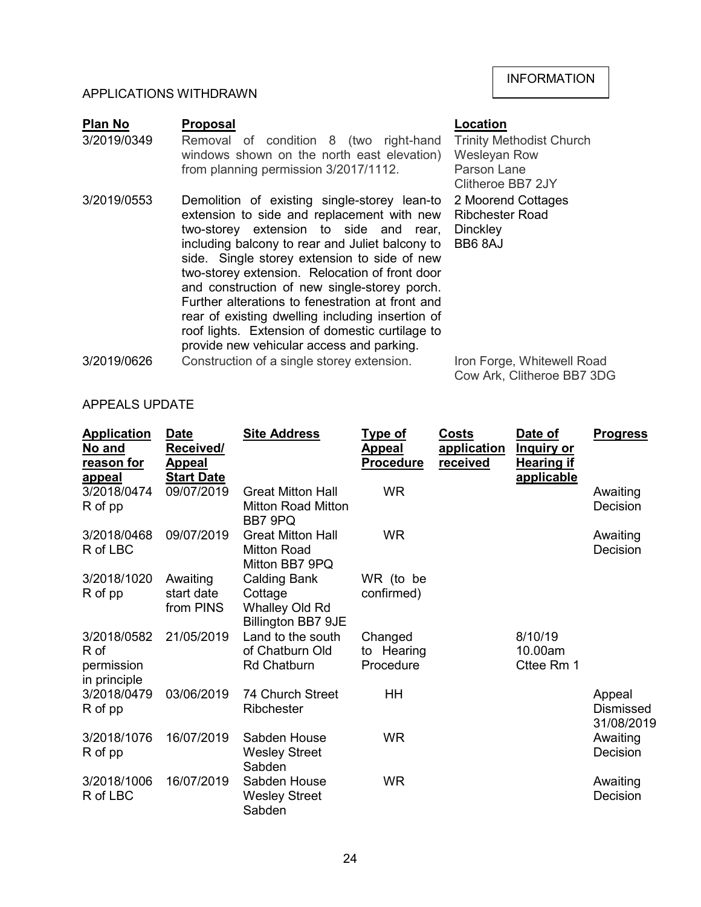INFORMATION

## APPLICATIONS WITHDRAWN

| Plan No | Proposal | Location |
|---|---|---|
| 3/2019/0349 | Removal of condition 8 (two right-hand windows shown on the north east elevation) from planning permission 3/2017/1112. | Trinity Methodist Church Wesleyan Row Parson Lane Clitheroe BB7 2JY |
| 3/2019/0553 | Demolition of existing single-storey lean-to extension to side and replacement with new two-storey extension to side and rear, including balcony to rear and Juliet balcony to side. Single storey extension to side of new two-storey extension. Relocation of front door and construction of new single-storey porch. Further alterations to fenestration at front and rear of existing dwelling including insertion of roof lights. Extension of domestic curtilage to provide new vehicular access and parking. | 2 Moorend Cottages Ribchester Road Dinckley BB6 8AJ |
| 3/2019/0626 | Construction of a single storey extension. | Iron Forge, Whitewell Road Cow Ark, Clitheroe BB7 3DG |

## APPEALS UPDATE

| Application No and reason for appeal | Date Received/ Appeal Start Date | Site Address | Type of Appeal Procedure | Costs application received | Date of Inquiry or Hearing if applicable | Progress |
|---|---|---|---|---|---|---|
| 3/2018/0474 R of pp | 09/07/2019 | Great Mitton Hall Mitton Road Mitton BB7 9PQ | WR | | | Awaiting Decision |
| 3/2018/0468 R of LBC | 09/07/2019 | Great Mitton Hall Mitton Road Mitton BB7 9PQ | WR | | | Awaiting Decision |
| 3/2018/1020 R of pp | Awaiting start date from PINS | Calding Bank Cottage Whalley Old Rd Billington BB7 9JE | WR (to be confirmed) | | | |
| 3/2018/0582 R of permission in principle | 21/05/2019 | Land to the south of Chatburn Old Rd Chatburn | Changed to Hearing Procedure | | 8/10/19 10.00am Cttee Rm 1 | |
| 3/2018/0479 R of pp | 03/06/2019 | 74 Church Street Ribchester | HH | | | Appeal Dismissed 31/08/2019 |
| 3/2018/1076 R of pp | 16/07/2019 | Sabden House Wesley Street Sabden | WR | | | Awaiting Decision |
| 3/2018/1006 R of LBC | 16/07/2019 | Sabden House Wesley Street Sabden | WR | | | Awaiting Decision |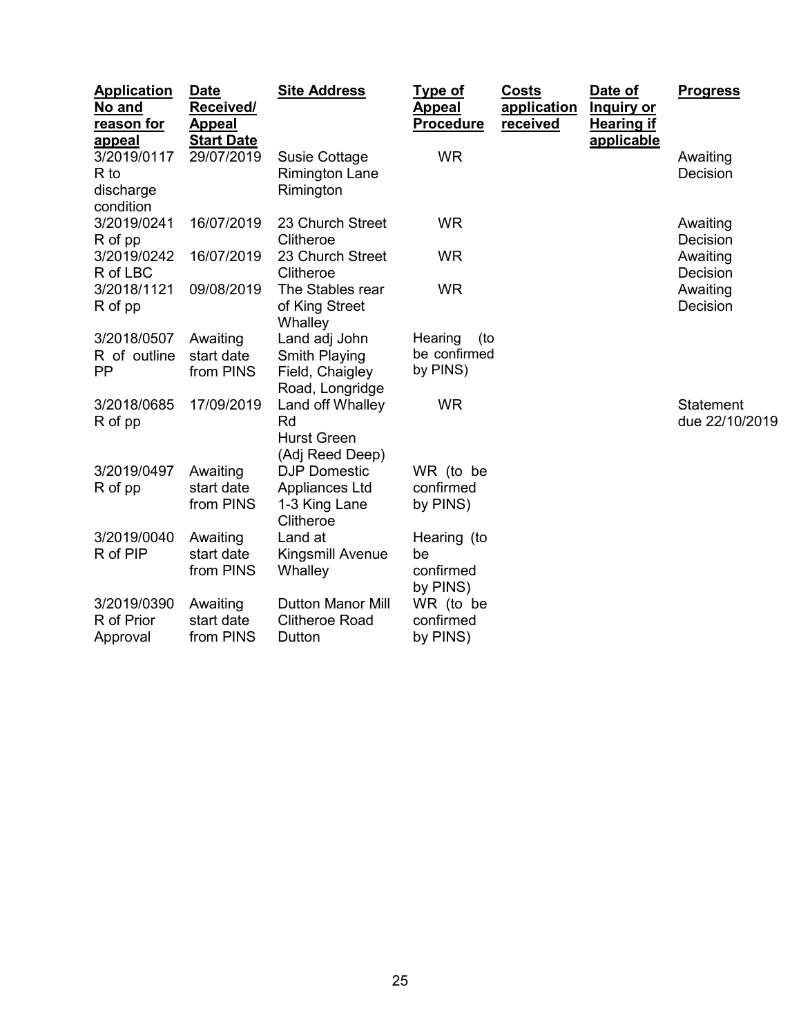| Application No and reason for appeal | Date Received/ Appeal Start Date | Site Address | Type of Appeal Procedure | Costs application received | Date of Inquiry or Hearing if applicable | Progress |
|---|---|---|---|---|---|---|
| 3/2019/0117 R to discharge condition | 29/07/2019 | Susie Cottage Rimington Lane Rimington | WR | | | Awaiting Decision |
| 3/2019/0241 R of pp | 16/07/2019 | 23 Church Street Clitheroe | WR | | | Awaiting Decision |
| 3/2019/0242 R of LBC | 16/07/2019 | 23 Church Street Clitheroe | WR | | | Awaiting Decision |
| 3/2018/1121 R of pp | 09/08/2019 | The Stables rear of King Street Whalley | WR | | | Awaiting Decision |
| 3/2018/0507 R of outline PP | Awaiting start date from PINS | Land adj John Smith Playing Field, Chaigley Road, Longridge | Hearing (to be confirmed by PINS) | | | |
| 3/2018/0685 R of pp | 17/09/2019 | Land off Whalley Rd Hurst Green (Adj Reed Deep) | WR | | | Statement due 22/10/2019 |
| 3/2019/0497 R of pp | Awaiting start date from PINS | DJP Domestic Appliances Ltd 1-3 King Lane Clitheroe | WR (to be confirmed by PINS) | | | |
| 3/2019/0040 R of PIP | Awaiting start date from PINS | Land at Kingsmill Avenue Whalley | Hearing (to be confirmed by PINS) | | | |
| 3/2019/0390 R of Prior Approval | Awaiting start date from PINS | Dutton Manor Mill Clitheroe Road Dutton | WR (to be confirmed by PINS) | | | |